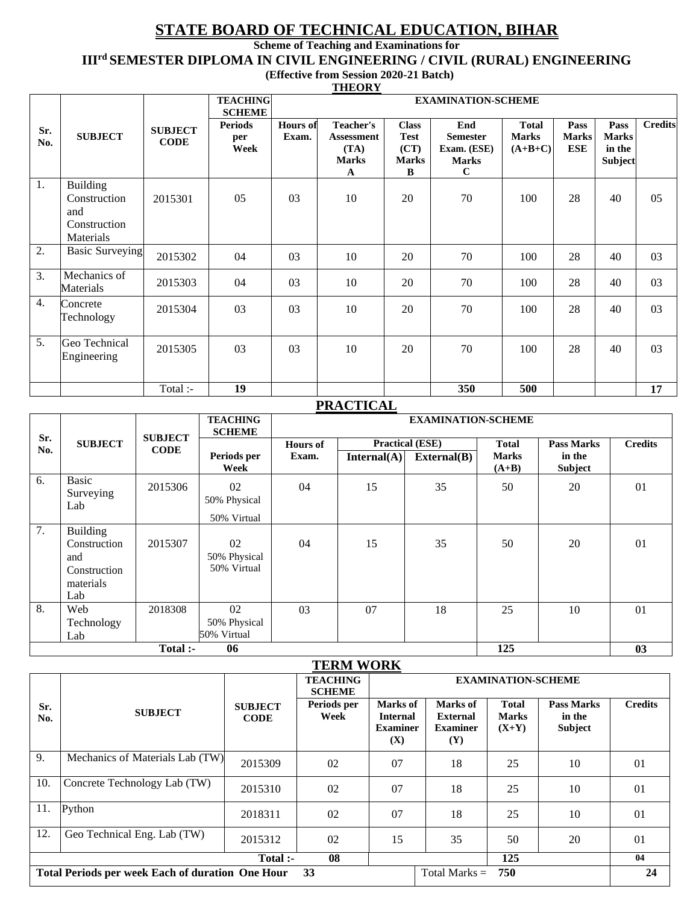# STATE BOARD OF TECHNICAL EDUCATION, BIHAR

**Scheme of Teaching and Examinations for**

**III[rd] SEMESTER DIPLOMA IN CIVIL ENGINEERING / CIVIL (RURAL) ENGINEERING**

**(Effective from Session 2020-21 Batch)**

## THEORY

| Sr. No. | SUBJECT | SUBJECT CODE | TEACHING SCHEME | EXAMINATION-SCHEME | | | | | | | | |
|---|---|---|---|---|---|---|---|---|---|---|---|---|
| | | | Periods per Week | Hours of Exam. | Teacher's Assessment (TA) Marks A | Class Test (CT) Marks B | End Semester Exam. (ESE) Marks C | Total Marks (A+B+C) | Pass Marks ESE | Pass Marks in the Subject | Credits |
| 1. | Building Construction and Construction Materials | 2015301 | 05 | 03 | 10 | 20 | 70 | 100 | 28 | 40 | 05 |
| 2. | Basic Surveying | 2015302 | 04 | 03 | 10 | 20 | 70 | 100 | 28 | 40 | 03 |
| 3. | Mechanics of Materials | 2015303 | 04 | 03 | 10 | 20 | 70 | 100 | 28 | 40 | 03 |
| 4. | Concrete Technology | 2015304 | 03 | 03 | 10 | 20 | 70 | 100 | 28 | 40 | 03 |
| 5. | Geo Technical Engineering | 2015305 | 03 | 03 | 10 | 20 | 70 | 100 | 28 | 40 | 03 |
| | | Total :- | 19 | | | | 350 | 500 | | | 17 |

## PRACTICAL

| Sr. No. | SUBJECT | SUBJECT CODE | TEACHING SCHEME | EXAMINATION-SCHEME | | | | | |
|---|---|---|---|---|---|---|---|---|---|
| | | | Periods per Week | Hours of Exam. | Practical (ESE) Internal(A) | Practical (ESE) External(B) | Total Marks (A+B) | Pass Marks in the Subject | Credits |
| 6. | Basic Surveying Lab | 2015306 | 02 50% Physical 50% Virtual | 04 | 15 | 35 | 50 | 20 | 01 |
| 7. | Building Construction and Construction materials Lab | 2015307 | 02 50% Physical 50% Virtual | 04 | 15 | 35 | 50 | 20 | 01 |
| 8. | Web Technology Lab | 2018308 | 02 50% Physical 50% Virtual | 03 | 07 | 18 | 25 | 10 | 01 |
| | | Total :- | 06 | | | | 125 | | 03 |

## TERM WORK

| Sr. No. | SUBJECT | SUBJECT CODE | TEACHING SCHEME | EXAMINATION-SCHEME | | | | |
|---|---|---|---|---|---|---|---|---|
| | | | Periods per Week | Marks of Internal Examiner (X) | Marks of External Examiner (Y) | Total Marks (X+Y) | Pass Marks in the Subject | Credits |
| 9. | Mechanics of Materials Lab (TW) | 2015309 | 02 | 07 | 18 | 25 | 10 | 01 |
| 10. | Concrete Technology Lab (TW) | 2015310 | 02 | 07 | 18 | 25 | 10 | 01 |
| 11. | Python | 2018311 | 02 | 07 | 18 | 25 | 10 | 01 |
| 12. | Geo Technical Eng. Lab (TW) | 2015312 | 02 | 15 | 35 | 50 | 20 | 01 |
| | | Total :- | 08 | | | 125 | | 04 |
| Total Periods per week Each of duration One Hour | | | 33 | | Total Marks = | 750 | | 24 |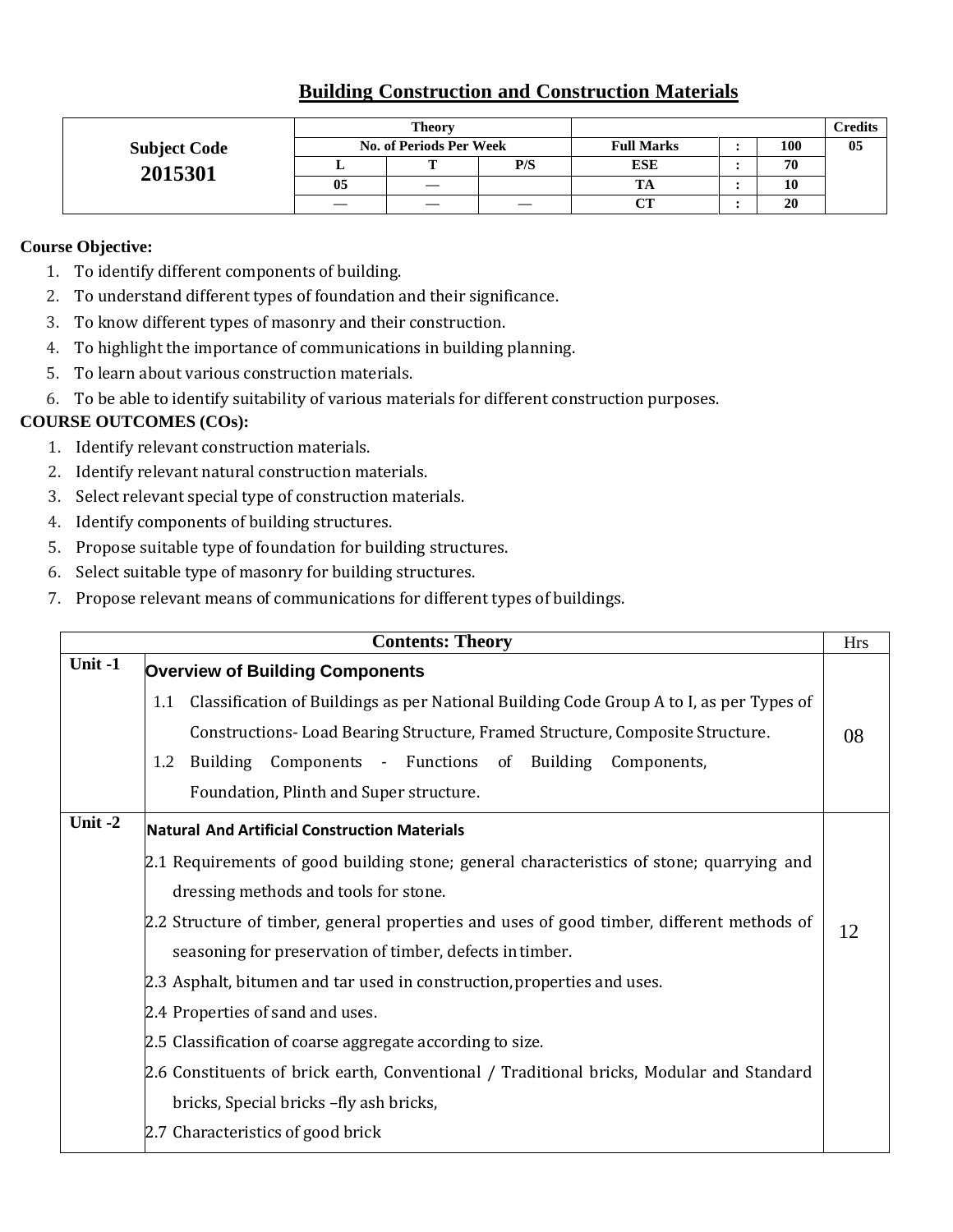# Building Construction and Construction Materials

| Subject Code | Theory | | | | | | Credits |
|---|---|---|---|---|---|---|---|
| | No. of Periods Per Week | | | Full Marks | : | 100 | 05 |
| **2015301** | L | T | P/S | ESE | : | 70 | |
| | 05 | — | | TA | : | 10 | |
| | — | — | — | CT | : | 20 | |

**Course Objective:**

1. To identify different components of building.
2. To understand different types of foundation and their significance.
3. To know different types of masonry and their construction.
4. To highlight the importance of communications in building planning.
5. To learn about various construction materials.
6. To be able to identify suitability of various materials for different construction purposes.

**COURSE OUTCOMES (COs):**

1. Identify relevant construction materials.
2. Identify relevant natural construction materials.
3. Select relevant special type of construction materials.
4. Identify components of building structures.
5. Propose suitable type of foundation for building structures.
6. Select suitable type of masonry for building structures.
7. Propose relevant means of communications for different types of buildings.

| | Contents: Theory | Hrs |
|---|---|---|
| Unit -1 | **Overview of Building Components**<br>1.1 Classification of Buildings as per National Building Code Group A to I, as per Types of Constructions- Load Bearing Structure, Framed Structure, Composite Structure.<br>1.2 Building Components - Functions of Building Components, Foundation, Plinth and Super structure. | 08 |
| Unit -2 | **Natural And Artificial Construction Materials**<br>2.1 Requirements of good building stone; general characteristics of stone; quarrying and dressing methods and tools for stone.<br>2.2 Structure of timber, general properties and uses of good timber, different methods of seasoning for preservation of timber, defects in timber.<br>2.3 Asphalt, bitumen and tar used in construction, properties and uses.<br>2.4 Properties of sand and uses.<br>2.5 Classification of coarse aggregate according to size.<br>2.6 Constituents of brick earth, Conventional / Traditional bricks, Modular and Standard bricks, Special bricks –fly ash bricks,<br>2.7 Characteristics of good brick | 12 |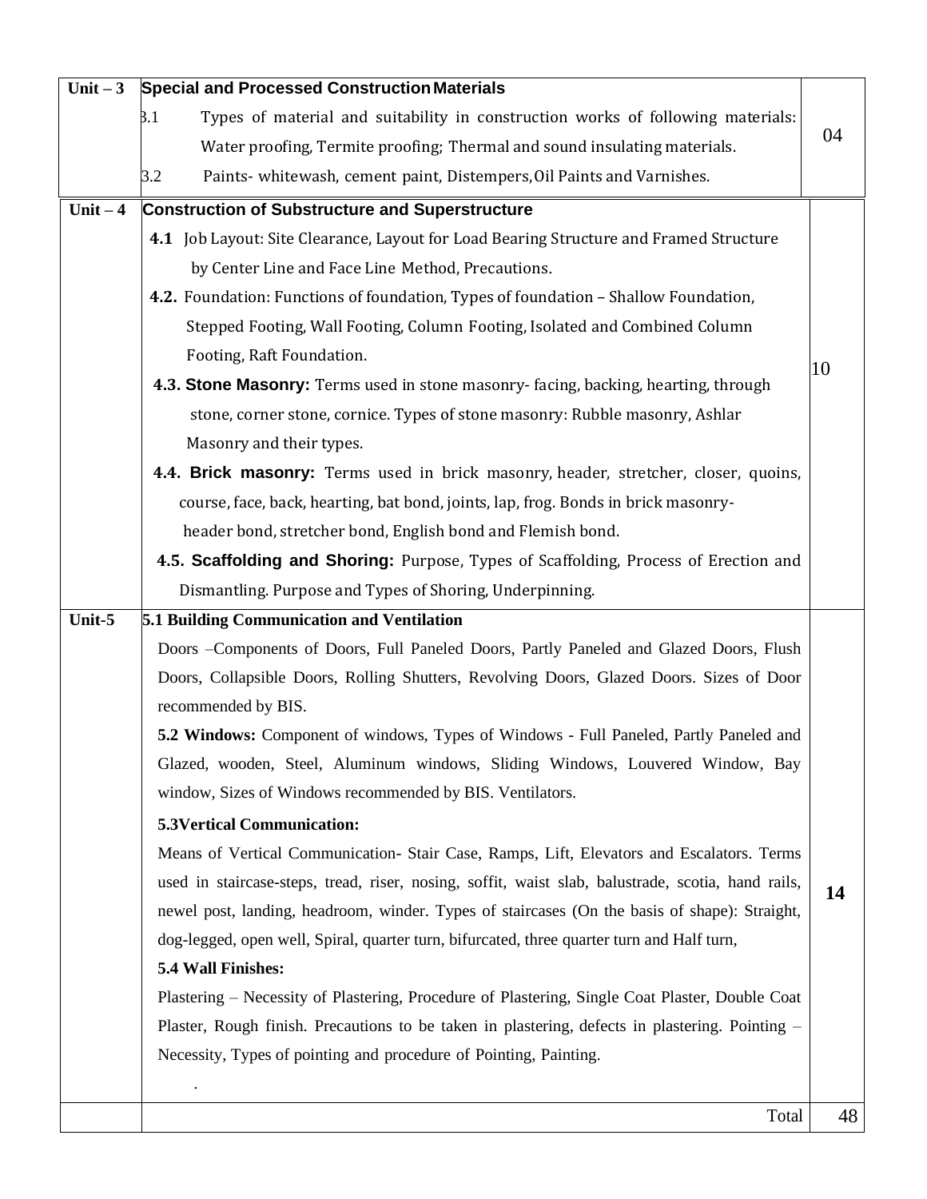| Unit – 3 | **Special and Processed Construction Materials**<br>3.1 Types of material and suitability in construction works of following materials: Water proofing, Termite proofing; Thermal and sound insulating materials.<br>3.2 Paints- whitewash, cement paint, Distempers, Oil Paints and Varnishes. | 04 |
|---|---|---|
| Unit – 4 | **Construction of Substructure and Superstructure**<br>**4.1** Job Layout: Site Clearance, Layout for Load Bearing Structure and Framed Structure by Center Line and Face Line Method, Precautions.<br>**4.2.** Foundation: Functions of foundation, Types of foundation – Shallow Foundation, Stepped Footing, Wall Footing, Column Footing, Isolated and Combined Column Footing, Raft Foundation.<br>**4.3. Stone Masonry:** Terms used in stone masonry- facing, backing, hearting, through stone, corner stone, cornice. Types of stone masonry: Rubble masonry, Ashlar Masonry and their types.<br>**4.4. Brick masonry:** Terms used in brick masonry, header, stretcher, closer, quoins, course, face, back, hearting, bat bond, joints, lap, frog. Bonds in brick masonry- header bond, stretcher bond, English bond and Flemish bond.<br>**4.5. Scaffolding and Shoring:** Purpose, Types of Scaffolding, Process of Erection and Dismantling. Purpose and Types of Shoring, Underpinning. | 10 |
| Unit-5 | **5.1 Building Communication and Ventilation**<br>Doors –Components of Doors, Full Paneled Doors, Partly Paneled and Glazed Doors, Flush Doors, Collapsible Doors, Rolling Shutters, Revolving Doors, Glazed Doors. Sizes of Door recommended by BIS.<br>**5.2 Windows:** Component of windows, Types of Windows - Full Paneled, Partly Paneled and Glazed, wooden, Steel, Aluminum windows, Sliding Windows, Louvered Window, Bay window, Sizes of Windows recommended by BIS. Ventilators.<br>**5.3Vertical Communication:**<br>Means of Vertical Communication- Stair Case, Ramps, Lift, Elevators and Escalators. Terms used in staircase-steps, tread, riser, nosing, soffit, waist slab, balustrade, scotia, hand rails, newel post, landing, headroom, winder. Types of staircases (On the basis of shape): Straight, dog-legged, open well, Spiral, quarter turn, bifurcated, three quarter turn and Half turn,<br>**5.4 Wall Finishes:**<br>Plastering – Necessity of Plastering, Procedure of Plastering, Single Coat Plaster, Double Coat Plaster, Rough finish. Precautions to be taken in plastering, defects in plastering. Pointing – Necessity, Types of pointing and procedure of Pointing, Painting.<br>. | **14** |
| | Total | 48 |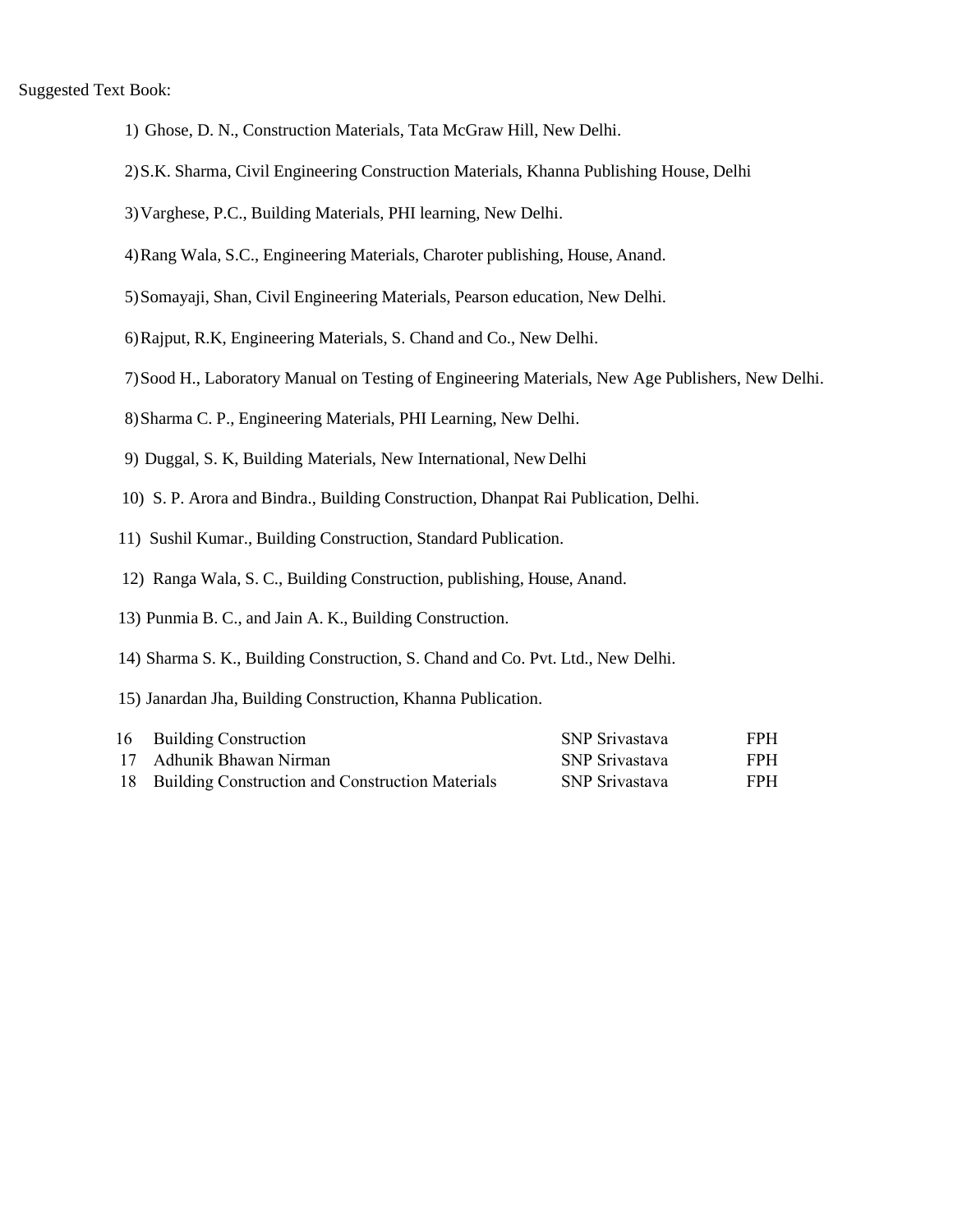Suggested Text Book:

1) Ghose, D. N., Construction Materials, Tata McGraw Hill, New Delhi.
2) S.K. Sharma, Civil Engineering Construction Materials, Khanna Publishing House, Delhi
3) Varghese, P.C., Building Materials, PHI learning, New Delhi.
4) Rang Wala, S.C., Engineering Materials, Charoter publishing, House, Anand.
5) Somayaji, Shan, Civil Engineering Materials, Pearson education, New Delhi.
6) Rajput, R.K, Engineering Materials, S. Chand and Co., New Delhi.
7) Sood H., Laboratory Manual on Testing of Engineering Materials, New Age Publishers, New Delhi.
8) Sharma C. P., Engineering Materials, PHI Learning, New Delhi.
9) Duggal, S. K, Building Materials, New International, New Delhi
10) S. P. Arora and Bindra., Building Construction, Dhanpat Rai Publication, Delhi.
11) Sushil Kumar., Building Construction, Standard Publication.
12) Ranga Wala, S. C., Building Construction, publishing, House, Anand.
13) Punmia B. C., and Jain A. K., Building Construction.
14) Sharma S. K., Building Construction, S. Chand and Co. Pvt. Ltd., New Delhi.
15) Janardan Jha, Building Construction, Khanna Publication.

| | | | |
|---|---|---|---|
| 16 | Building Construction | SNP Srivastava | FPH |
| 17 | Adhunik Bhawan Nirman | SNP Srivastava | FPH |
| 18 | Building Construction and Construction Materials | SNP Srivastava | FPH |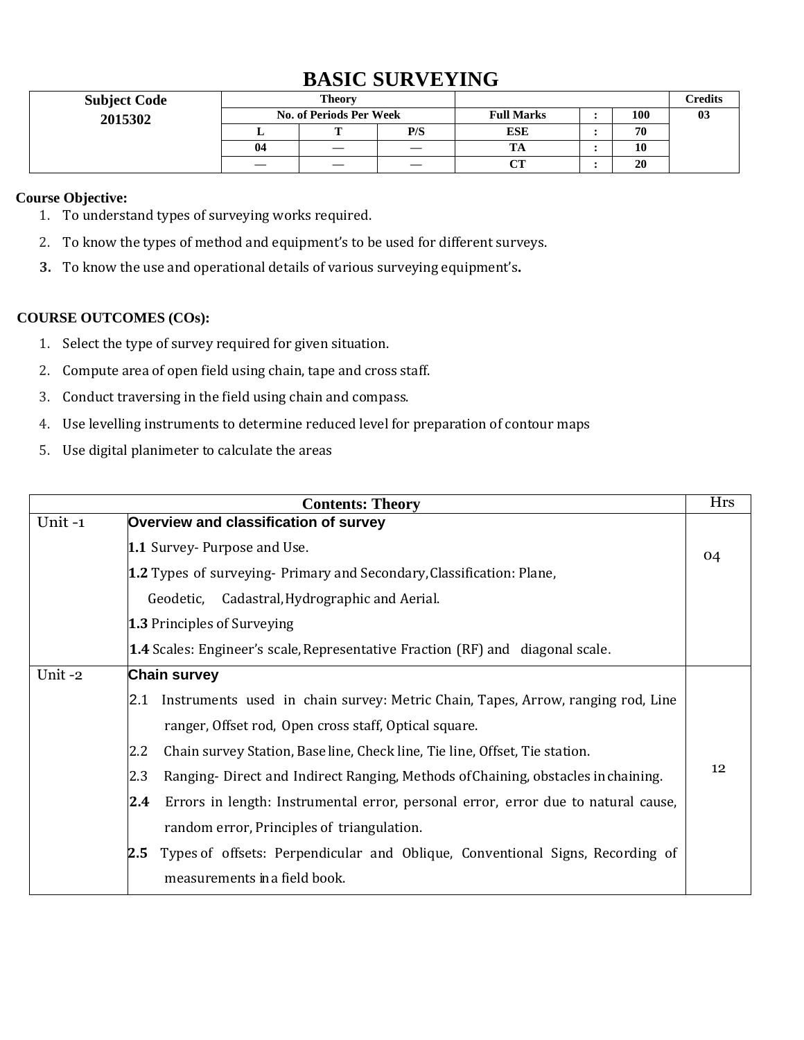# BASIC SURVEYING

| Subject Code | Theory | | | | | | Credits |
|---|---|---|---|---|---|---|---|
| 2015302 | No. of Periods Per Week | | | Full Marks | : | 100 | 03 |
| | L | T | P/S | ESE | : | 70 | |
| | 04 | — | — | TA | : | 10 | |
| | — | — | — | CT | : | 20 | |

**Course Objective:**

1. To understand types of surveying works required.
2. To know the types of method and equipment's to be used for different surveys.
3. To know the use and operational details of various surveying equipment's**.**

**COURSE OUTCOMES (COs):**

1. Select the type of survey required for given situation.
2. Compute area of open field using chain, tape and cross staff.
3. Conduct traversing in the field using chain and compass.
4. Use levelling instruments to determine reduced level for preparation of contour maps
5. Use digital planimeter to calculate the areas

| | Contents: Theory | Hrs |
|---|---|---|
| Unit -1 | **Overview and classification of survey**<br>**1.1** Survey- Purpose and Use.<br>**1.2** Types of surveying- Primary and Secondary, Classification: Plane, Geodetic, Cadastral, Hydrographic and Aerial.<br>**1.3** Principles of Surveying<br>**1.4** Scales: Engineer's scale, Representative Fraction (RF) and diagonal scale. | 04 |
| Unit -2 | **Chain survey**<br>2.1 Instruments used in chain survey: Metric Chain, Tapes, Arrow, ranging rod, Line ranger, Offset rod, Open cross staff, Optical square.<br>2.2 Chain survey Station, Base line, Check line, Tie line, Offset, Tie station.<br>2.3 Ranging- Direct and Indirect Ranging, Methods of Chaining, obstacles in chaining.<br>**2.4** Errors in length: Instrumental error, personal error, error due to natural cause, random error, Principles of triangulation.<br>**2.5** Types of offsets: Perpendicular and Oblique, Conventional Signs, Recording of measurements in a field book. | 12 |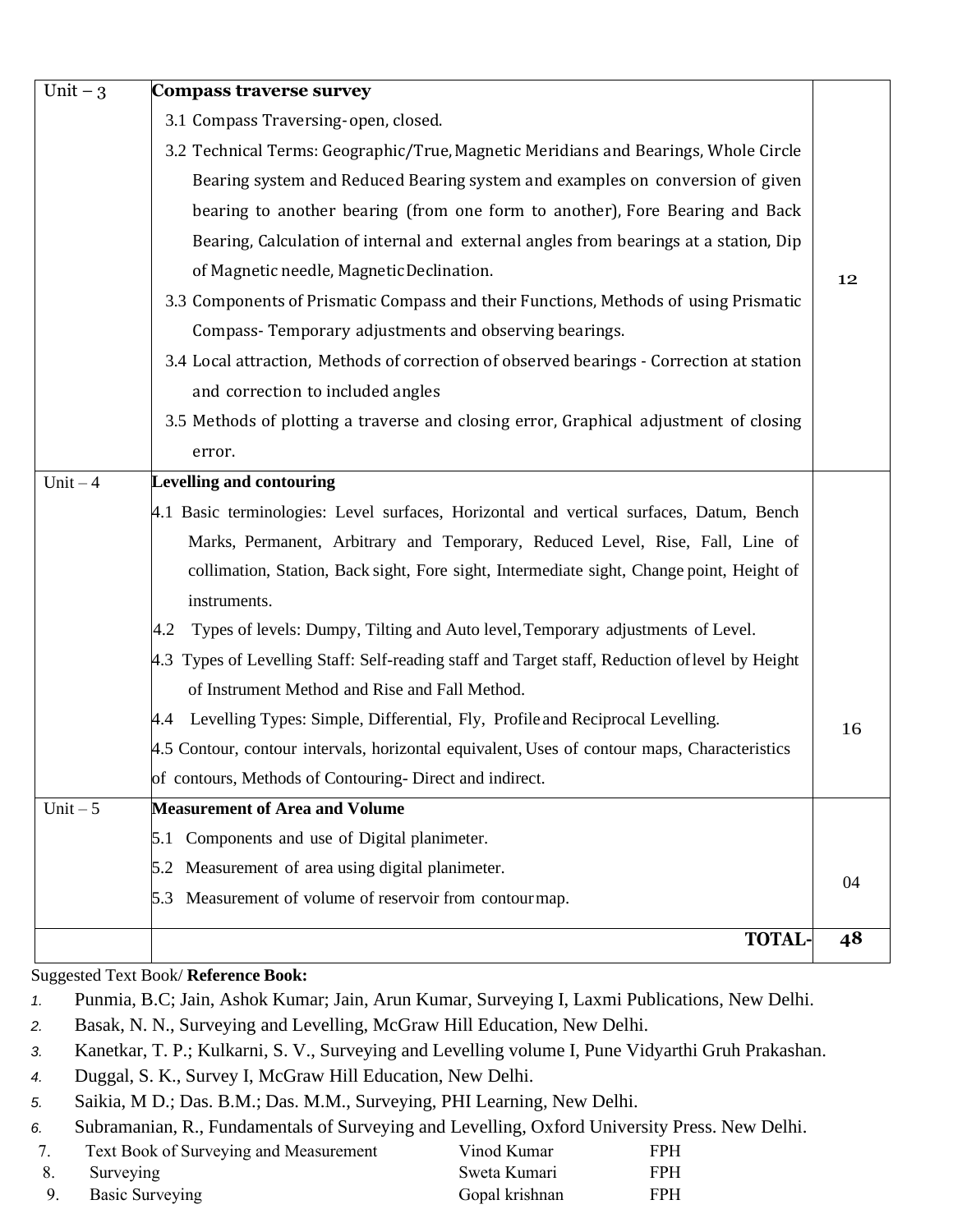| Unit | Content | Hours |
|---|---|---|
| Unit – 3 | **Compass traverse survey**<br>3.1 Compass Traversing- open, closed.<br>3.2 Technical Terms: Geographic/True, Magnetic Meridians and Bearings, Whole Circle Bearing system and Reduced Bearing system and examples on conversion of given bearing to another bearing (from one form to another), Fore Bearing and Back Bearing, Calculation of internal and external angles from bearings at a station, Dip of Magnetic needle, Magnetic Declination.<br>3.3 Components of Prismatic Compass and their Functions, Methods of using Prismatic Compass- Temporary adjustments and observing bearings.<br>3.4 Local attraction, Methods of correction of observed bearings - Correction at station and correction to included angles<br>3.5 Methods of plotting a traverse and closing error, Graphical adjustment of closing error. | 12 |
| Unit – 4 | **Levelling and contouring**<br>4.1 Basic terminologies: Level surfaces, Horizontal and vertical surfaces, Datum, Bench Marks, Permanent, Arbitrary and Temporary, Reduced Level, Rise, Fall, Line of collimation, Station, Back sight, Fore sight, Intermediate sight, Change point, Height of instruments.<br>4.2 Types of levels: Dumpy, Tilting and Auto level, Temporary adjustments of Level.<br>4.3 Types of Levelling Staff: Self-reading staff and Target staff, Reduction of level by Height of Instrument Method and Rise and Fall Method.<br>4.4 Levelling Types: Simple, Differential, Fly, Profile and Reciprocal Levelling.<br>4.5 Contour, contour intervals, horizontal equivalent, Uses of contour maps, Characteristics of contours, Methods of Contouring- Direct and indirect. | 16 |
| Unit – 5 | **Measurement of Area and Volume**<br>5.1 Components and use of Digital planimeter.<br>5.2 Measurement of area using digital planimeter.<br>5.3 Measurement of volume of reservoir from contour map. | 04 |
| | **TOTAL-** | **48** |

Suggested Text Book/ **Reference Book:**

1. Punmia, B.C; Jain, Ashok Kumar; Jain, Arun Kumar, Surveying I, Laxmi Publications, New Delhi.
2. Basak, N. N., Surveying and Levelling, McGraw Hill Education, New Delhi.
3. Kanetkar, T. P.; Kulkarni, S. V., Surveying and Levelling volume I, Pune Vidyarthi Gruh Prakashan.
4. Duggal, S. K., Survey I, McGraw Hill Education, New Delhi.
5. Saikia, M D.; Das. B.M.; Das. M.M., Surveying, PHI Learning, New Delhi.
6. Subramanian, R., Fundamentals of Surveying and Levelling, Oxford University Press. New Delhi.

| No. | Title | Author | Publisher |
|---|---|---|---|
| 7. | Text Book of Surveying and Measurement | Vinod Kumar | FPH |
| 8. | Surveying | Sweta Kumari | FPH |
| 9. | Basic Surveying | Gopal krishnan | FPH |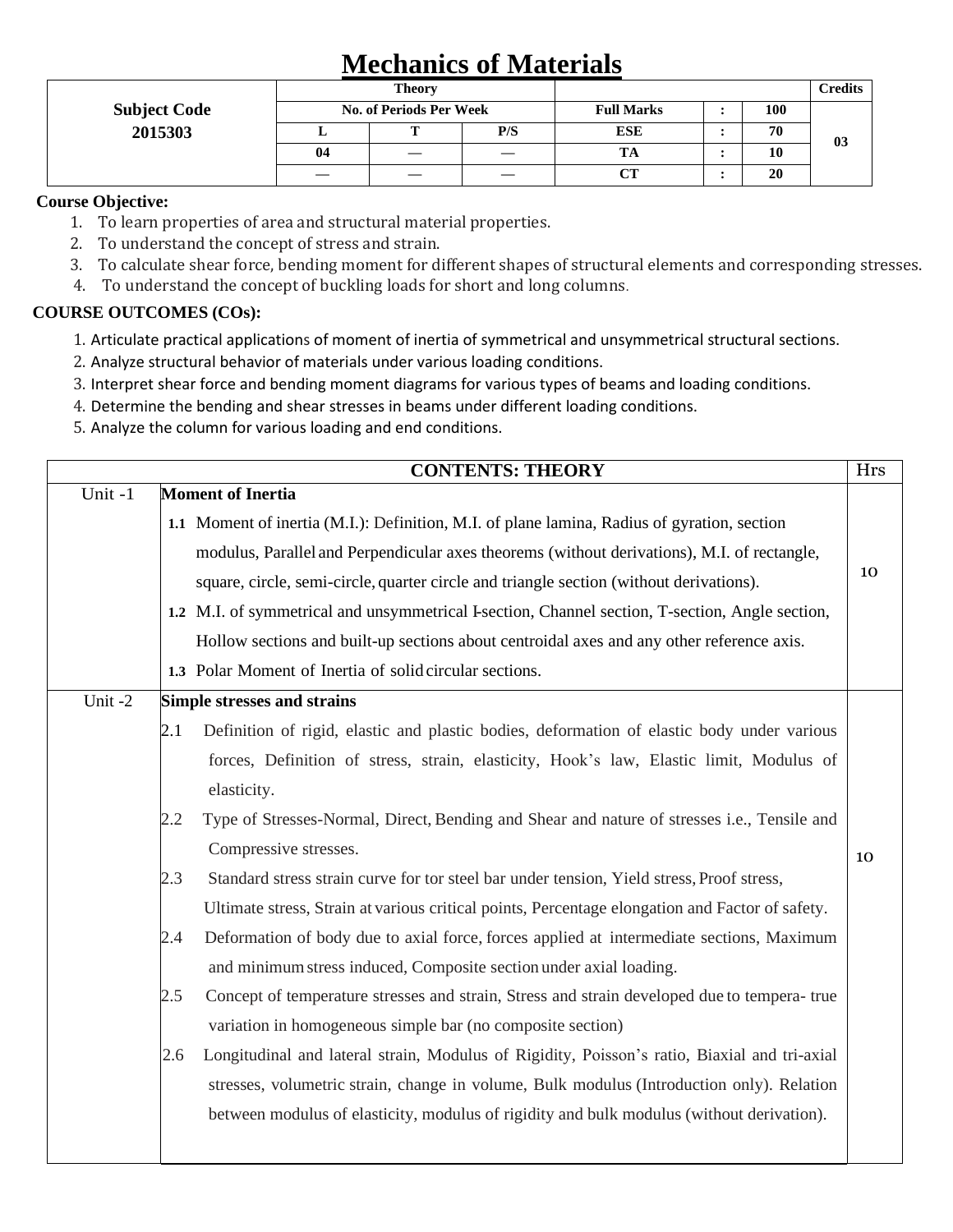# Mechanics of Materials

| Subject Code | Theory | | | | | | Credits |
|---|---|---|---|---|---|---|---|
| | No. of Periods Per Week | | | Full Marks | : | 100 | |
| 2015303 | L | T | P/S | ESE | : | 70 | 03 |
| | 04 | — | — | TA | : | 10 | |
| | — | — | — | CT | : | 20 | |

**Course Objective:**

1. To learn properties of area and structural material properties.
2. To understand the concept of stress and strain.
3. To calculate shear force, bending moment for different shapes of structural elements and corresponding stresses.
4. To understand the concept of buckling loads for short and long columns.

**COURSE OUTCOMES (COs):**

1. Articulate practical applications of moment of inertia of symmetrical and unsymmetrical structural sections.
2. Analyze structural behavior of materials under various loading conditions.
3. Interpret shear force and bending moment diagrams for various types of beams and loading conditions.
4. Determine the bending and shear stresses in beams under different loading conditions.
5. Analyze the column for various loading and end conditions.

| | CONTENTS: THEORY | Hrs |
|---|---|---|
| Unit -1 | **Moment of Inertia**<br>**1.1** Moment of inertia (M.I.): Definition, M.I. of plane lamina, Radius of gyration, section modulus, Parallel and Perpendicular axes theorems (without derivations), M.I. of rectangle, square, circle, semi-circle, quarter circle and triangle section (without derivations).<br>**1.2** M.I. of symmetrical and unsymmetrical I-section, Channel section, T-section, Angle section, Hollow sections and built-up sections about centroidal axes and any other reference axis.<br>**1.3** Polar Moment of Inertia of solid circular sections. | 10 |
| Unit -2 | **Simple stresses and strains**<br>2.1 Definition of rigid, elastic and plastic bodies, deformation of elastic body under various forces, Definition of stress, strain, elasticity, Hook's law, Elastic limit, Modulus of elasticity.<br>2.2 Type of Stresses-Normal, Direct, Bending and Shear and nature of stresses i.e., Tensile and Compressive stresses.<br>2.3 Standard stress strain curve for tor steel bar under tension, Yield stress, Proof stress, Ultimate stress, Strain at various critical points, Percentage elongation and Factor of safety.<br>2.4 Deformation of body due to axial force, forces applied at intermediate sections, Maximum and minimum stress induced, Composite section under axial loading.<br>2.5 Concept of temperature stresses and strain, Stress and strain developed due to tempera- true variation in homogeneous simple bar (no composite section)<br>2.6 Longitudinal and lateral strain, Modulus of Rigidity, Poisson's ratio, Biaxial and tri-axial stresses, volumetric strain, change in volume, Bulk modulus (Introduction only). Relation between modulus of elasticity, modulus of rigidity and bulk modulus (without derivation). | 10 |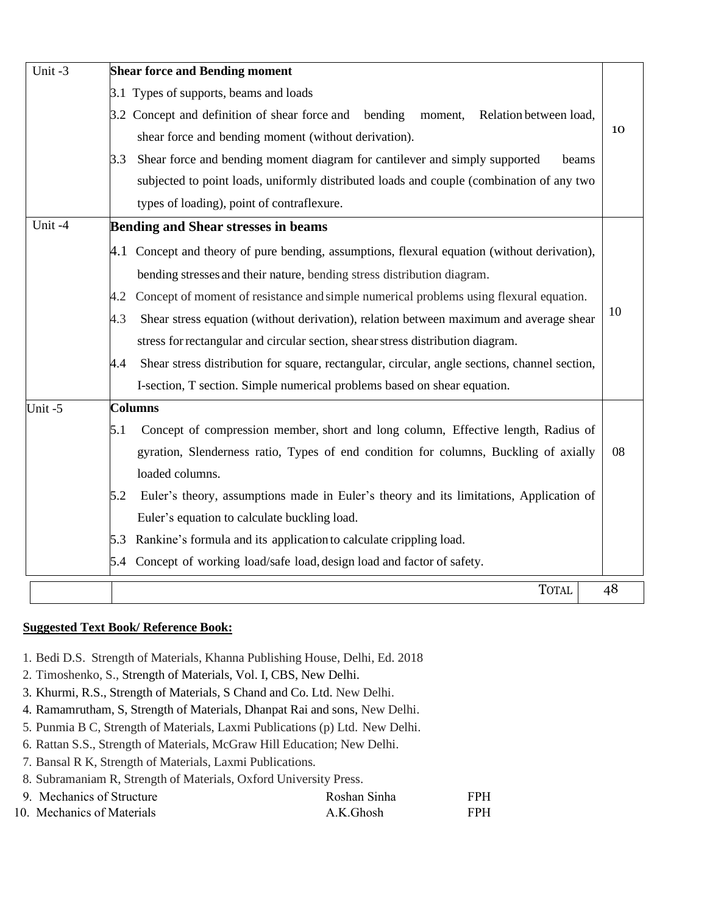| | | |
|---|---|---|
| Unit -3 | **Shear force and Bending moment**<br>3.1 Types of supports, beams and loads<br>3.2 Concept and definition of shear force and bending moment, Relation between load, shear force and bending moment (without derivation).<br>3.3 Shear force and bending moment diagram for cantilever and simply supported beams subjected to point loads, uniformly distributed loads and couple (combination of any two types of loading), point of contraflexure. | 10 |
| Unit -4 | **Bending and Shear stresses in beams**<br>4.1 Concept and theory of pure bending, assumptions, flexural equation (without derivation), bending stresses and their nature, bending stress distribution diagram.<br>4.2 Concept of moment of resistance and simple numerical problems using flexural equation.<br>4.3 Shear stress equation (without derivation), relation between maximum and average shear stress for rectangular and circular section, shear stress distribution diagram.<br>4.4 Shear stress distribution for square, rectangular, circular, angle sections, channel section, I-section, T section. Simple numerical problems based on shear equation. | 10 |
| Unit -5 | **Columns**<br>5.1 Concept of compression member, short and long column, Effective length, Radius of gyration, Slenderness ratio, Types of end condition for columns, Buckling of axially loaded columns.<br>5.2 Euler's theory, assumptions made in Euler's theory and its limitations, Application of Euler's equation to calculate buckling load.<br>5.3 Rankine's formula and its application to calculate crippling load.<br>5.4 Concept of working load/safe load, design load and factor of safety. | 08 |
| | TOTAL | 48 |

**Suggested Text Book/ Reference Book:**

1. Bedi D.S. Strength of Materials, Khanna Publishing House, Delhi, Ed. 2018
2. Timoshenko, S., Strength of Materials, Vol. I, CBS, New Delhi.
3. Khurmi, R.S., Strength of Materials, S Chand and Co. Ltd. New Delhi.
4. Ramamrutham, S, Strength of Materials, Dhanpat Rai and sons, New Delhi.
5. Punmia B C, Strength of Materials, Laxmi Publications (p) Ltd. New Delhi.
6. Rattan S.S., Strength of Materials, McGraw Hill Education; New Delhi.
7. Bansal R K, Strength of Materials, Laxmi Publications.
8. Subramaniam R, Strength of Materials, Oxford University Press.
9. Mechanics of Structure — Roshan Sinha — FPH
10. Mechanics of Materials — A.K.Ghosh — FPH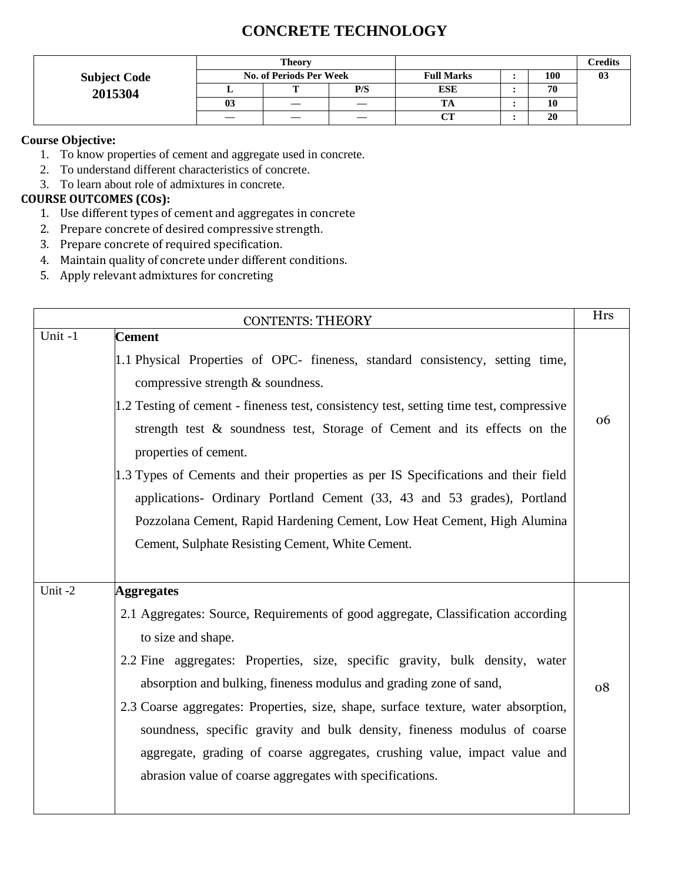# CONCRETE TECHNOLOGY

| Subject Code | Theory | | | | | | Credits |
|---|---|---|---|---|---|---|---|
| | No. of Periods Per Week | | | Full Marks | : | 100 | 03 |
| 2015304 | L | T | P/S | ESE | : | 70 | |
| | 03 | — | — | TA | : | 10 | |
| | — | — | — | CT | : | 20 | |

**Course Objective:**

1. To know properties of cement and aggregate used in concrete.
2. To understand different characteristics of concrete.
3. To learn about role of admixtures in concrete.

**COURSE OUTCOMES (COs):**

1. Use different types of cement and aggregates in concrete
2. Prepare concrete of desired compressive strength.
3. Prepare concrete of required specification.
4. Maintain quality of concrete under different conditions.
5. Apply relevant admixtures for concreting

| CONTENTS: THEORY | | Hrs |
|---|---|---|
| Unit -1 | **Cement**<br>1.1 Physical Properties of OPC- fineness, standard consistency, setting time, compressive strength & soundness.<br>1.2 Testing of cement - fineness test, consistency test, setting time test, compressive strength test & soundness test, Storage of Cement and its effects on the properties of cement.<br>1.3 Types of Cements and their properties as per IS Specifications and their field applications- Ordinary Portland Cement (33, 43 and 53 grades), Portland Pozzolana Cement, Rapid Hardening Cement, Low Heat Cement, High Alumina Cement, Sulphate Resisting Cement, White Cement. | 06 |
| Unit -2 | **Aggregates**<br>2.1 Aggregates: Source, Requirements of good aggregate, Classification according to size and shape.<br>2.2 Fine aggregates: Properties, size, specific gravity, bulk density, water absorption and bulking, fineness modulus and grading zone of sand,<br>2.3 Coarse aggregates: Properties, size, shape, surface texture, water absorption, soundness, specific gravity and bulk density, fineness modulus of coarse aggregate, grading of coarse aggregates, crushing value, impact value and abrasion value of coarse aggregates with specifications. | 08 |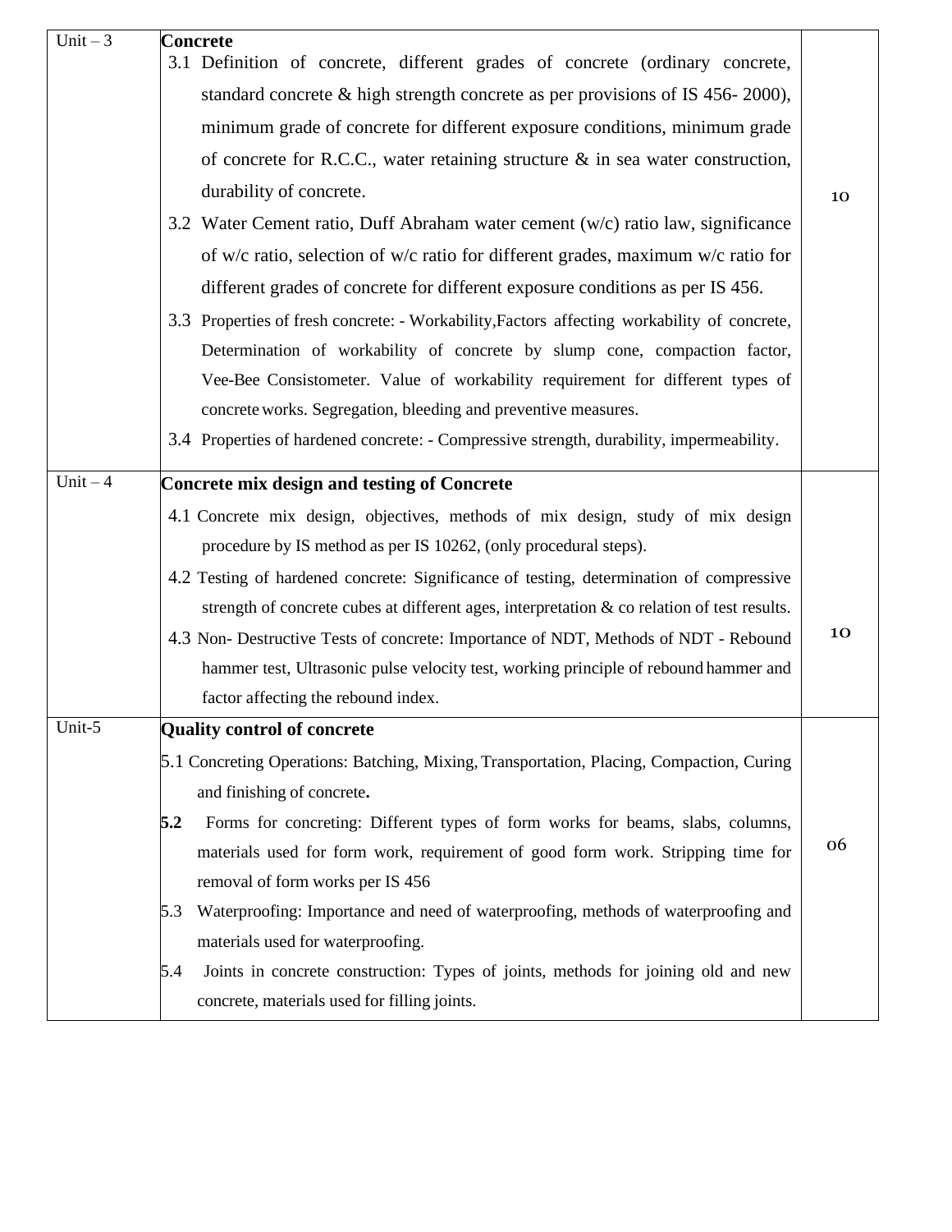| | | |
|---|---|---|
| Unit – 3 | **Concrete**<br>3.1 Definition of concrete, different grades of concrete (ordinary concrete, standard concrete & high strength concrete as per provisions of IS 456- 2000), minimum grade of concrete for different exposure conditions, minimum grade of concrete for R.C.C., water retaining structure & in sea water construction, durability of concrete.<br>3.2 Water Cement ratio, Duff Abraham water cement (w/c) ratio law, significance of w/c ratio, selection of w/c ratio for different grades, maximum w/c ratio for different grades of concrete for different exposure conditions as per IS 456.<br>3.3 Properties of fresh concrete: - Workability,Factors affecting workability of concrete, Determination of workability of concrete by slump cone, compaction factor, Vee-Bee Consistometer. Value of workability requirement for different types of concrete works. Segregation, bleeding and preventive measures.<br>3.4 Properties of hardened concrete: - Compressive strength, durability, impermeability. | 10 |
| Unit – 4 | **Concrete mix design and testing of Concrete**<br>4.1 Concrete mix design, objectives, methods of mix design, study of mix design procedure by IS method as per IS 10262, (only procedural steps).<br>4.2 Testing of hardened concrete: Significance of testing, determination of compressive strength of concrete cubes at different ages, interpretation & co relation of test results.<br>4.3 Non- Destructive Tests of concrete: Importance of NDT, Methods of NDT - Rebound hammer test, Ultrasonic pulse velocity test, working principle of rebound hammer and factor affecting the rebound index. | 10 |
| Unit-5 | **Quality control of concrete**<br>5.1 Concreting Operations: Batching, Mixing, Transportation, Placing, Compaction, Curing and finishing of concrete**.**<br>**5.2** Forms for concreting: Different types of form works for beams, slabs, columns, materials used for form work, requirement of good form work. Stripping time for removal of form works per IS 456<br>5.3 Waterproofing: Importance and need of waterproofing, methods of waterproofing and materials used for waterproofing.<br>5.4 Joints in concrete construction: Types of joints, methods for joining old and new concrete, materials used for filling joints. | 06 |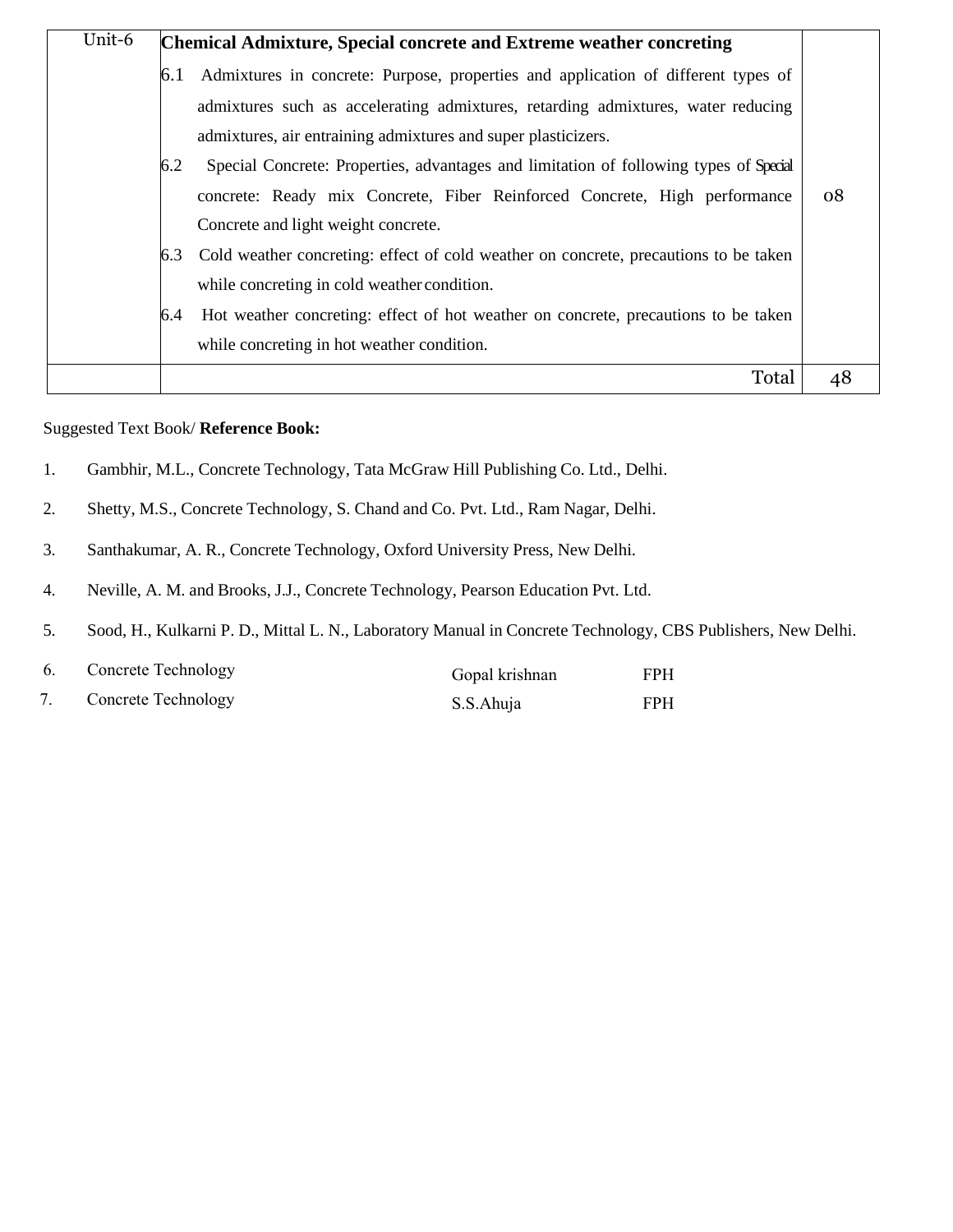| Unit-6 | **Chemical Admixture, Special concrete and Extreme weather concreting**<br>6.1 Admixtures in concrete: Purpose, properties and application of different types of admixtures such as accelerating admixtures, retarding admixtures, water reducing admixtures, air entraining admixtures and super plasticizers.<br>6.2 Special Concrete: Properties, advantages and limitation of following types of Special concrete: Ready mix Concrete, Fiber Reinforced Concrete, High performance Concrete and light weight concrete.<br>6.3 Cold weather concreting: effect of cold weather on concrete, precautions to be taken while concreting in cold weather condition.<br>6.4 Hot weather concreting: effect of hot weather on concrete, precautions to be taken while concreting in hot weather condition. | 08 |
|---|---|---|
| | Total | 48 |

Suggested Text Book/ **Reference Book:**

1. Gambhir, M.L., Concrete Technology, Tata McGraw Hill Publishing Co. Ltd., Delhi.
2. Shetty, M.S., Concrete Technology, S. Chand and Co. Pvt. Ltd., Ram Nagar, Delhi.
3. Santhakumar, A. R., Concrete Technology, Oxford University Press, New Delhi.
4. Neville, A. M. and Brooks, J.J., Concrete Technology, Pearson Education Pvt. Ltd.
5. Sood, H., Kulkarni P. D., Mittal L. N., Laboratory Manual in Concrete Technology, CBS Publishers, New Delhi.
6. Concrete Technology — Gopal krishnan — FPH
7. Concrete Technology — S.S.Ahuja — FPH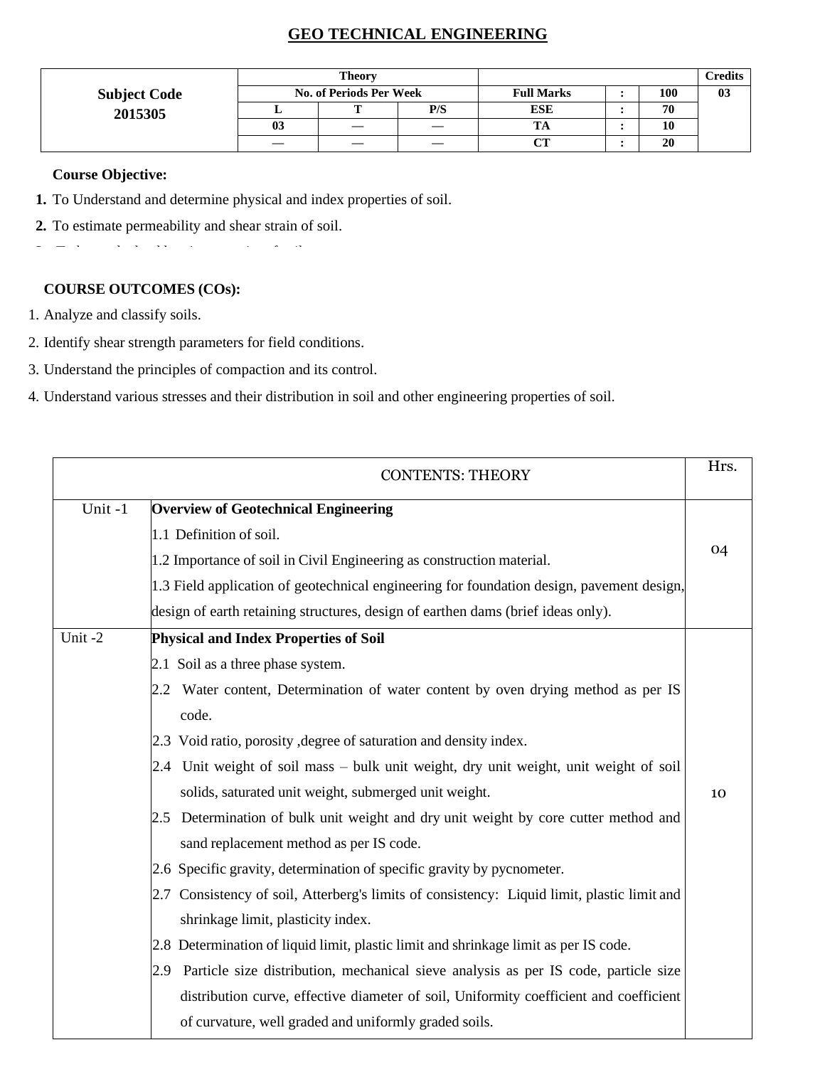# GEO TECHNICAL ENGINEERING

| Subject Code 2015305 | Theory | | | | | | Credits |
|---|---|---|---|---|---|---|---|
| | No. of Periods Per Week | | | Full Marks | : | 100 | 03 |
| | L | T | P/S | ESE | : | 70 | |
| | 03 | — | — | TA | : | 10 | |
| | — | — | — | CT | : | 20 | |

**Course Objective:**

1. To Understand and determine physical and index properties of soil.
2. To estimate permeability and shear strain of soil.

**COURSE OUTCOMES (COs):**

1. Analyze and classify soils.
2. Identify shear strength parameters for field conditions.
3. Understand the principles of compaction and its control.
4. Understand various stresses and their distribution in soil and other engineering properties of soil.

| | CONTENTS: THEORY | Hrs. |
|---|---|---|
| Unit -1 | **Overview of Geotechnical Engineering**<br>1.1 Definition of soil.<br>1.2 Importance of soil in Civil Engineering as construction material.<br>1.3 Field application of geotechnical engineering for foundation design, pavement design, design of earth retaining structures, design of earthen dams (brief ideas only). | 04 |
| Unit -2 | **Physical and Index Properties of Soil**<br>2.1 Soil as a three phase system.<br>2.2 Water content, Determination of water content by oven drying method as per IS code.<br>2.3 Void ratio, porosity ,degree of saturation and density index.<br>2.4 Unit weight of soil mass – bulk unit weight, dry unit weight, unit weight of soil solids, saturated unit weight, submerged unit weight.<br>2.5 Determination of bulk unit weight and dry unit weight by core cutter method and sand replacement method as per IS code.<br>2.6 Specific gravity, determination of specific gravity by pycnometer.<br>2.7 Consistency of soil, Atterberg's limits of consistency: Liquid limit, plastic limit and shrinkage limit, plasticity index.<br>2.8 Determination of liquid limit, plastic limit and shrinkage limit as per IS code.<br>2.9 Particle size distribution, mechanical sieve analysis as per IS code, particle size distribution curve, effective diameter of soil, Uniformity coefficient and coefficient of curvature, well graded and uniformly graded soils. | 10 |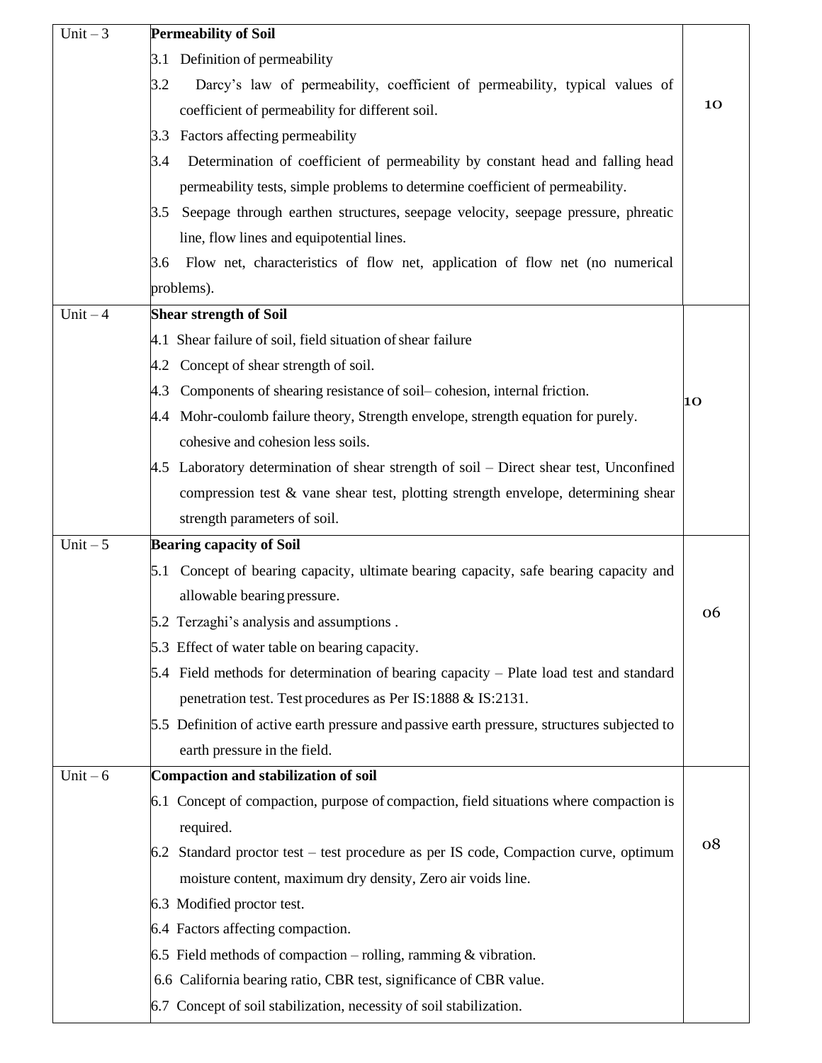| Unit – 3 | **Permeability of Soil**<br>3.1 Definition of permeability<br>3.2 Darcy's law of permeability, coefficient of permeability, typical values of coefficient of permeability for different soil.<br>3.3 Factors affecting permeability<br>3.4 Determination of coefficient of permeability by constant head and falling head permeability tests, simple problems to determine coefficient of permeability.<br>3.5 Seepage through earthen structures, seepage velocity, seepage pressure, phreatic line, flow lines and equipotential lines.<br>3.6 Flow net, characteristics of flow net, application of flow net (no numerical problems). | 10 |
|---|---|---|
| Unit – 4 | **Shear strength of Soil**<br>4.1 Shear failure of soil, field situation of shear failure<br>4.2 Concept of shear strength of soil.<br>4.3 Components of shearing resistance of soil– cohesion, internal friction.<br>4.4 Mohr-coulomb failure theory, Strength envelope, strength equation for purely. cohesive and cohesion less soils.<br>4.5 Laboratory determination of shear strength of soil – Direct shear test, Unconfined compression test & vane shear test, plotting strength envelope, determining shear strength parameters of soil. | 10 |
| Unit – 5 | **Bearing capacity of Soil**<br>5.1 Concept of bearing capacity, ultimate bearing capacity, safe bearing capacity and allowable bearing pressure.<br>5.2 Terzaghi's analysis and assumptions .<br>5.3 Effect of water table on bearing capacity.<br>5.4 Field methods for determination of bearing capacity – Plate load test and standard penetration test. Test procedures as Per IS:1888 & IS:2131.<br>5.5 Definition of active earth pressure and passive earth pressure, structures subjected to earth pressure in the field. | 06 |
| Unit – 6 | **Compaction and stabilization of soil**<br>6.1 Concept of compaction, purpose of compaction, field situations where compaction is required.<br>6.2 Standard proctor test – test procedure as per IS code, Compaction curve, optimum moisture content, maximum dry density, Zero air voids line.<br>6.3 Modified proctor test.<br>6.4 Factors affecting compaction.<br>6.5 Field methods of compaction – rolling, ramming & vibration.<br>6.6 California bearing ratio, CBR test, significance of CBR value.<br>6.7 Concept of soil stabilization, necessity of soil stabilization. | 08 |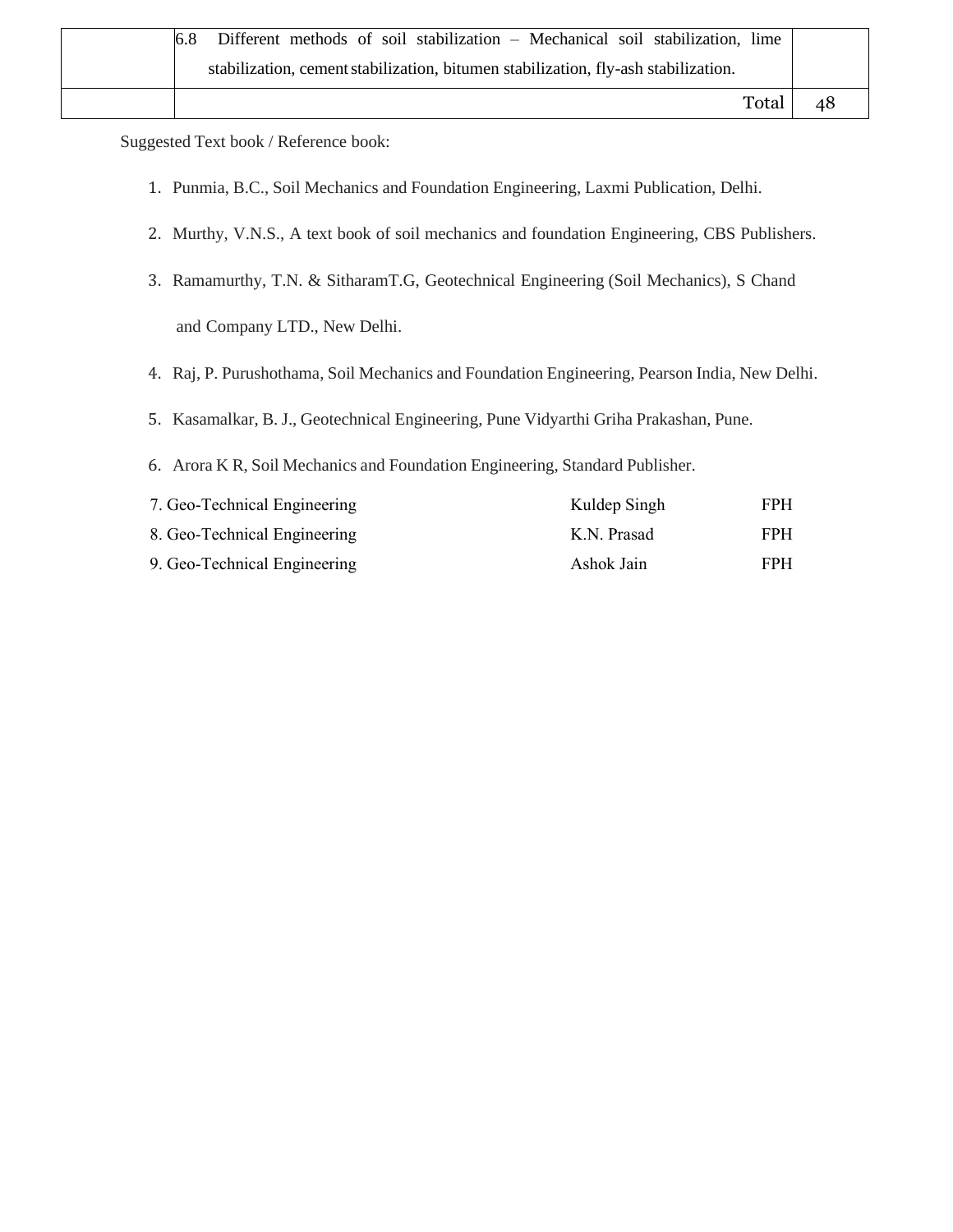| | | |
|---|---|---|
| | 6.8 Different methods of soil stabilization – Mechanical soil stabilization, lime stabilization, cement stabilization, bitumen stabilization, fly-ash stabilization. | |
| | Total | 48 |

Suggested Text book / Reference book:

1. Punmia, B.C., Soil Mechanics and Foundation Engineering, Laxmi Publication, Delhi.
2. Murthy, V.N.S., A text book of soil mechanics and foundation Engineering, CBS Publishers.
3. Ramamurthy, T.N. & SitharamT.G, Geotechnical Engineering (Soil Mechanics), S Chand and Company LTD., New Delhi.
4. Raj, P. Purushothama, Soil Mechanics and Foundation Engineering, Pearson India, New Delhi.
5. Kasamalkar, B. J., Geotechnical Engineering, Pune Vidyarthi Griha Prakashan, Pune.
6. Arora K R, Soil Mechanics and Foundation Engineering, Standard Publisher.
7. Geo-Technical Engineering — Kuldep Singh — FPH
8. Geo-Technical Engineering — K.N. Prasad — FPH
9. Geo-Technical Engineering — Ashok Jain — FPH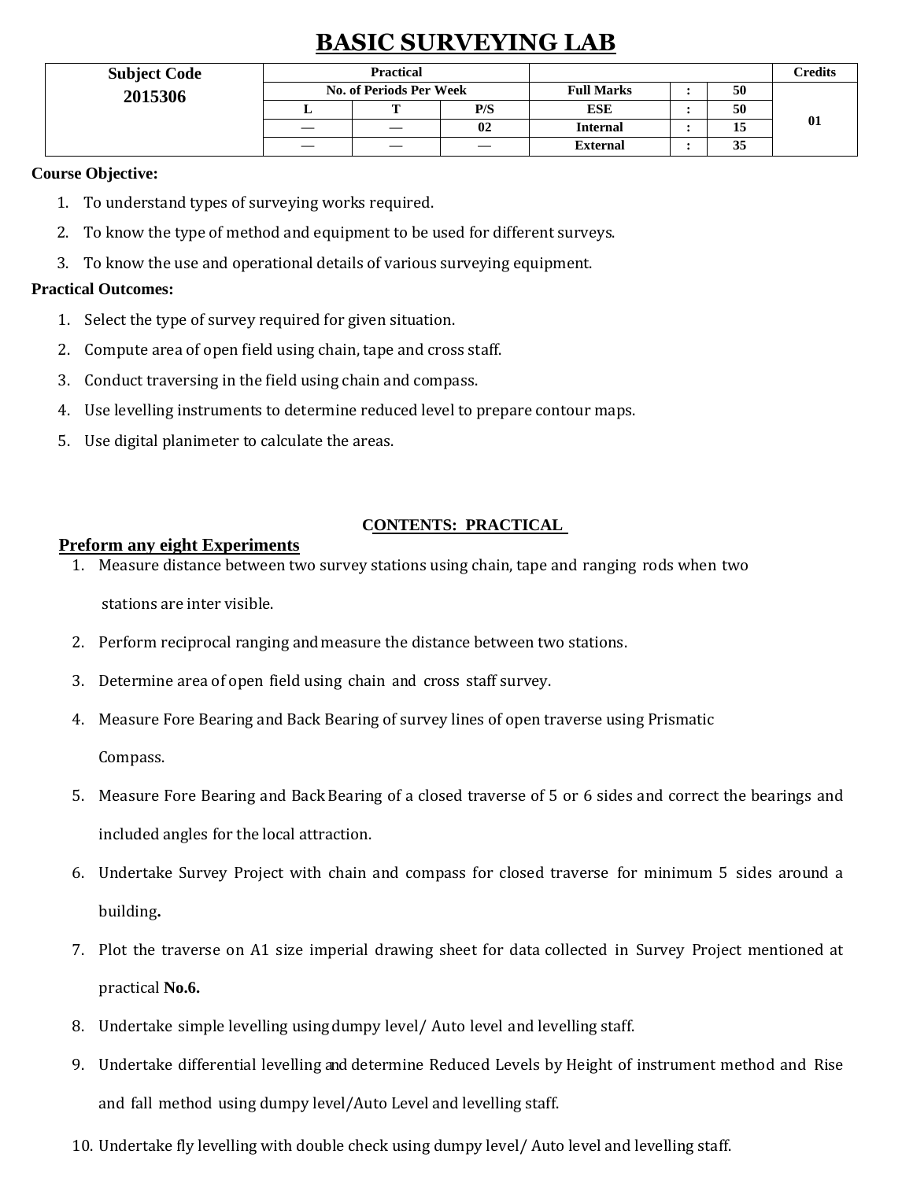# BASIC SURVEYING LAB

| Subject Code | Practical | | | | | | Credits |
|---|---|---|---|---|---|---|---|
| 2015306 | No. of Periods Per Week | | | Full Marks | : | 50 | 01 |
| | L | T | P/S | ESE | : | 50 | |
| | — | — | 02 | Internal | : | 15 | |
| | — | — | — | External | : | 35 | |

**Course Objective:**

1. To understand types of surveying works required.
2. To know the type of method and equipment to be used for different surveys.
3. To know the use and operational details of various surveying equipment.

**Practical Outcomes:**

1. Select the type of survey required for given situation.
2. Compute area of open field using chain, tape and cross staff.
3. Conduct traversing in the field using chain and compass.
4. Use levelling instruments to determine reduced level to prepare contour maps.
5. Use digital planimeter to calculate the areas.

**CONTENTS: PRACTICAL**

**Preform any eight Experiments**

1. Measure distance between two survey stations using chain, tape and ranging rods when two stations are inter visible.
2. Perform reciprocal ranging and measure the distance between two stations.
3. Determine area of open field using chain and cross staff survey.
4. Measure Fore Bearing and Back Bearing of survey lines of open traverse using Prismatic Compass.
5. Measure Fore Bearing and Back Bearing of a closed traverse of 5 or 6 sides and correct the bearings and included angles for the local attraction.
6. Undertake Survey Project with chain and compass for closed traverse for minimum 5 sides around a building**.**
7. Plot the traverse on A1 size imperial drawing sheet for data collected in Survey Project mentioned at practical **No.6.**
8. Undertake simple levelling using dumpy level/ Auto level and levelling staff.
9. Undertake differential levelling and determine Reduced Levels by Height of instrument method and Rise and fall method using dumpy level/Auto Level and levelling staff.
10. Undertake fly levelling with double check using dumpy level/ Auto level and levelling staff.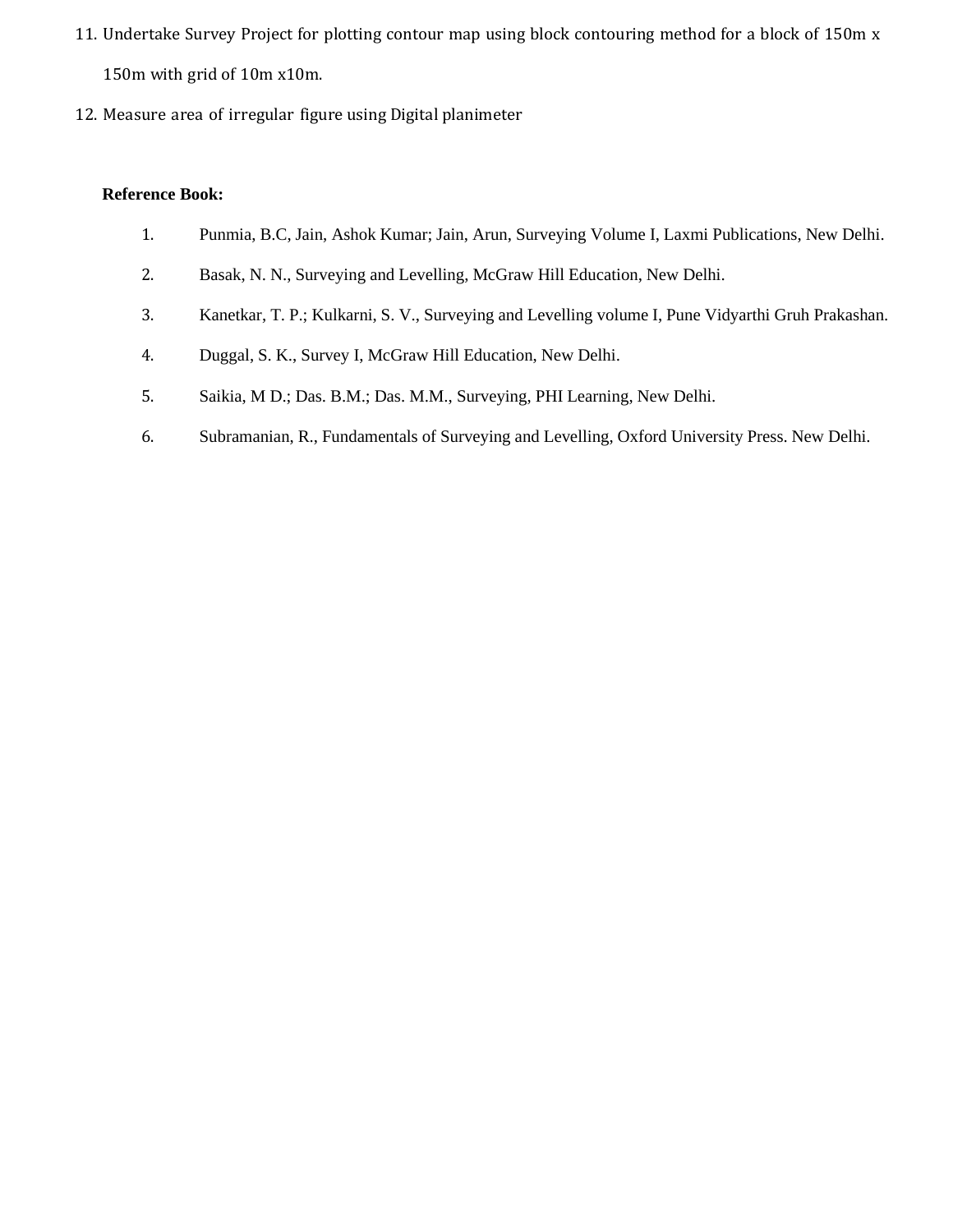11. Undertake Survey Project for plotting contour map using block contouring method for a block of 150m x 150m with grid of 10m x10m.
12. Measure area of irregular figure using Digital planimeter

**Reference Book:**

1. Punmia, B.C, Jain, Ashok Kumar; Jain, Arun, Surveying Volume I, Laxmi Publications, New Delhi.
2. Basak, N. N., Surveying and Levelling, McGraw Hill Education, New Delhi.
3. Kanetkar, T. P.; Kulkarni, S. V., Surveying and Levelling volume I, Pune Vidyarthi Gruh Prakashan.
4. Duggal, S. K., Survey I, McGraw Hill Education, New Delhi.
5. Saikia, M D.; Das. B.M.; Das. M.M., Surveying, PHI Learning, New Delhi.
6. Subramanian, R., Fundamentals of Surveying and Levelling, Oxford University Press. New Delhi.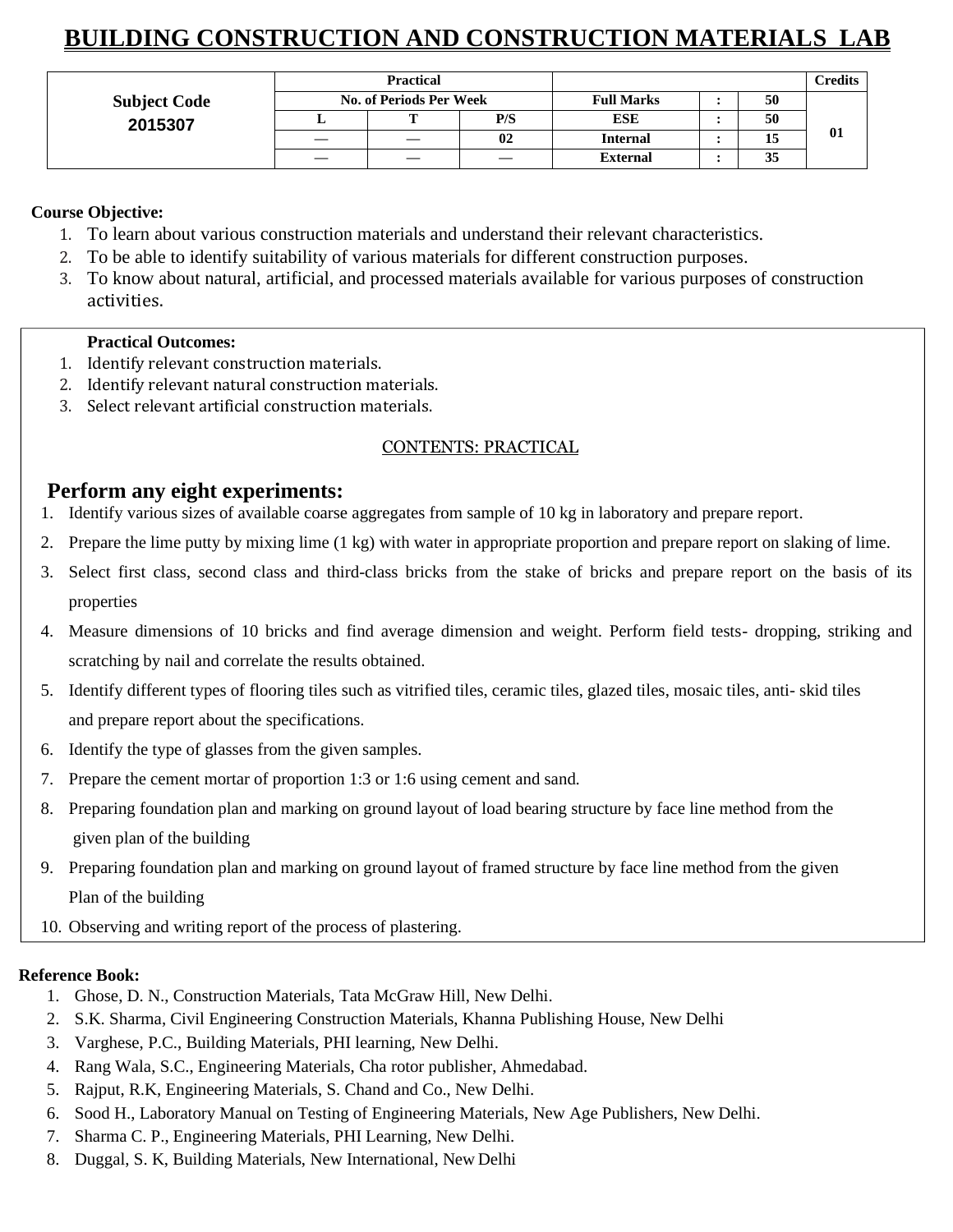# BUILDING CONSTRUCTION AND CONSTRUCTION MATERIALS LAB

| Subject Code 2015307 | Practical | | | | | | Credits |
|---|---|---|---|---|---|---|---|
| | No. of Periods Per Week | | | Full Marks | : | 50 | 01 |
| | L | T | P/S | ESE | : | 50 | |
| | — | — | 02 | Internal | : | 15 | |
| | — | — | — | External | : | 35 | |

**Course Objective:**

1. To learn about various construction materials and understand their relevant characteristics.
2. To be able to identify suitability of various materials for different construction purposes.
3. To know about natural, artificial, and processed materials available for various purposes of construction activities.

**Practical Outcomes:**

1. Identify relevant construction materials.
2. Identify relevant natural construction materials.
3. Select relevant artificial construction materials.

CONTENTS: PRACTICAL

## Perform any eight experiments:

1. Identify various sizes of available coarse aggregates from sample of 10 kg in laboratory and prepare report.
2. Prepare the lime putty by mixing lime (1 kg) with water in appropriate proportion and prepare report on slaking of lime.
3. Select first class, second class and third-class bricks from the stake of bricks and prepare report on the basis of its properties
4. Measure dimensions of 10 bricks and find average dimension and weight. Perform field tests- dropping, striking and scratching by nail and correlate the results obtained.
5. Identify different types of flooring tiles such as vitrified tiles, ceramic tiles, glazed tiles, mosaic tiles, anti- skid tiles and prepare report about the specifications.
6. Identify the type of glasses from the given samples.
7. Prepare the cement mortar of proportion 1:3 or 1:6 using cement and sand.
8. Preparing foundation plan and marking on ground layout of load bearing structure by face line method from the given plan of the building
9. Preparing foundation plan and marking on ground layout of framed structure by face line method from the given Plan of the building
10. Observing and writing report of the process of plastering.

**Reference Book:**

1. Ghose, D. N., Construction Materials, Tata McGraw Hill, New Delhi.
2. S.K. Sharma, Civil Engineering Construction Materials, Khanna Publishing House, New Delhi
3. Varghese, P.C., Building Materials, PHI learning, New Delhi.
4. Rang Wala, S.C., Engineering Materials, Cha rotor publisher, Ahmedabad.
5. Rajput, R.K, Engineering Materials, S. Chand and Co., New Delhi.
6. Sood H., Laboratory Manual on Testing of Engineering Materials, New Age Publishers, New Delhi.
7. Sharma C. P., Engineering Materials, PHI Learning, New Delhi.
8. Duggal, S. K, Building Materials, New International, New Delhi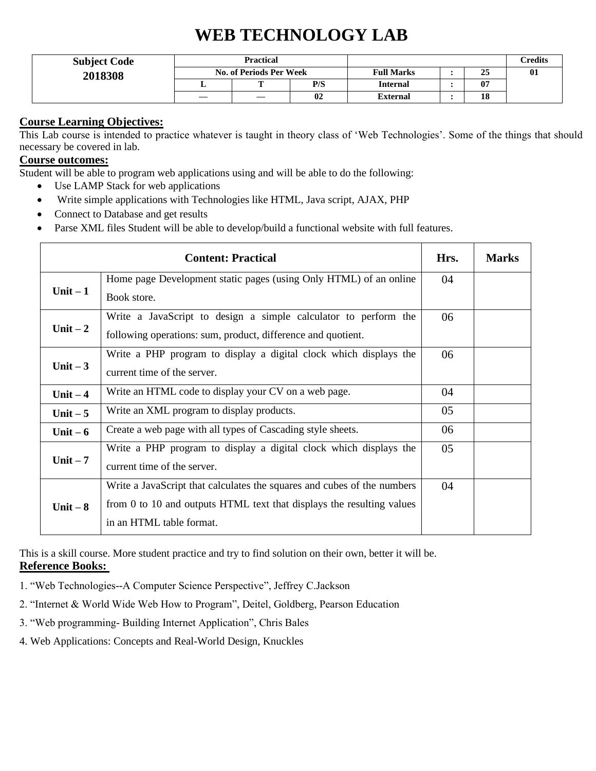# WEB TECHNOLOGY LAB

| Subject Code 2018308 | Practical | | | | | | Credits |
|---|---|---|---|---|---|---|---|
| | No. of Periods Per Week | | | Full Marks | : | 25 | 01 |
| | L | T | P/S | Internal | : | 07 | |
| | — | — | 02 | External | : | 18 | |

## Course Learning Objectives:

This Lab course is intended to practice whatever is taught in theory class of 'Web Technologies'. Some of the things that should necessary be covered in lab.

## Course outcomes:

Student will be able to program web applications using and will be able to do the following:

- Use LAMP Stack for web applications
- Write simple applications with Technologies like HTML, Java script, AJAX, PHP
- Connect to Database and get results
- Parse XML files Student will be able to develop/build a functional website with full features.

| Content: Practical | | Hrs. | Marks |
|---|---|---|---|
| Unit – 1 | Home page Development static pages (using Only HTML) of an online Book store. | 04 | |
| Unit – 2 | Write a JavaScript to design a simple calculator to perform the following operations: sum, product, difference and quotient. | 06 | |
| Unit – 3 | Write a PHP program to display a digital clock which displays the current time of the server. | 06 | |
| Unit – 4 | Write an HTML code to display your CV on a web page. | 04 | |
| Unit – 5 | Write an XML program to display products. | 05 | |
| Unit – 6 | Create a web page with all types of Cascading style sheets. | 06 | |
| Unit – 7 | Write a PHP program to display a digital clock which displays the current time of the server. | 05 | |
| Unit – 8 | Write a JavaScript that calculates the squares and cubes of the numbers from 0 to 10 and outputs HTML text that displays the resulting values in an HTML table format. | 04 | |

This is a skill course. More student practice and try to find solution on their own, better it will be.

## Reference Books:

1. "Web Technologies--A Computer Science Perspective", Jeffrey C.Jackson
2. "Internet & World Wide Web How to Program", Deitel, Goldberg, Pearson Education
3. "Web programming- Building Internet Application", Chris Bales
4. Web Applications: Concepts and Real-World Design, Knuckles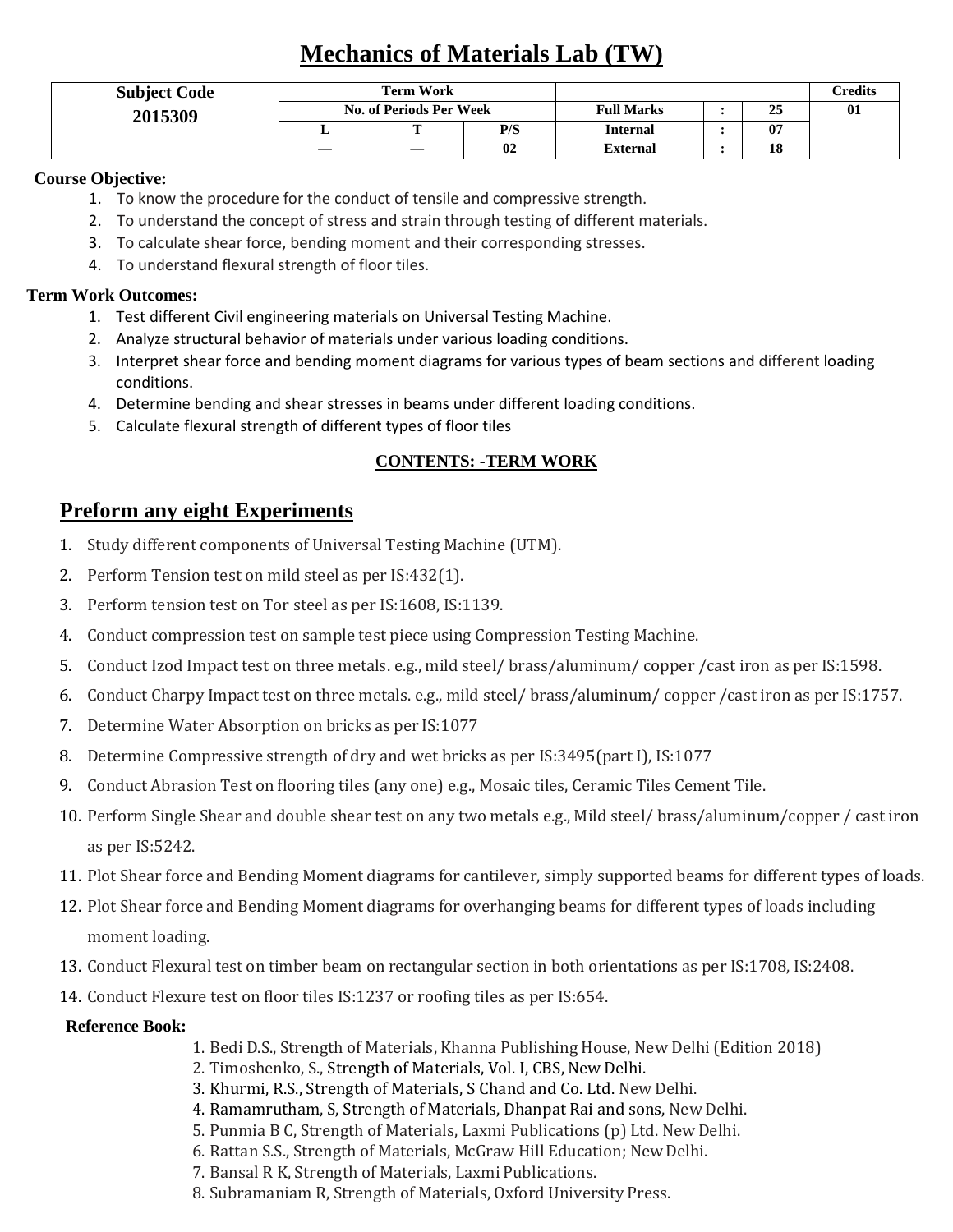# Mechanics of Materials Lab (TW)

| Subject Code | Term Work | | | | | | Credits |
|---|---|---|---|---|---|---|---|
| 2015309 | No. of Periods Per Week | | | Full Marks | : | 25 | 01 |
| | L | T | P/S | Internal | : | 07 | |
| | — | — | 02 | External | : | 18 | |

**Course Objective:**

1. To know the procedure for the conduct of tensile and compressive strength.
2. To understand the concept of stress and strain through testing of different materials.
3. To calculate shear force, bending moment and their corresponding stresses.
4. To understand flexural strength of floor tiles.

**Term Work Outcomes:**

1. Test different Civil engineering materials on Universal Testing Machine.
2. Analyze structural behavior of materials under various loading conditions.
3. Interpret shear force and bending moment diagrams for various types of beam sections and different loading conditions.
4. Determine bending and shear stresses in beams under different loading conditions.
5. Calculate flexural strength of different types of floor tiles

**CONTENTS: -TERM WORK**

## Preform any eight Experiments

1. Study different components of Universal Testing Machine (UTM).
2. Perform Tension test on mild steel as per IS:432(1).
3. Perform tension test on Tor steel as per IS:1608, IS:1139.
4. Conduct compression test on sample test piece using Compression Testing Machine.
5. Conduct Izod Impact test on three metals. e.g., mild steel/ brass/aluminum/ copper /cast iron as per IS:1598.
6. Conduct Charpy Impact test on three metals. e.g., mild steel/ brass/aluminum/ copper /cast iron as per IS:1757.
7. Determine Water Absorption on bricks as per IS:1077
8. Determine Compressive strength of dry and wet bricks as per IS:3495(part I), IS:1077
9. Conduct Abrasion Test on flooring tiles (any one) e.g., Mosaic tiles, Ceramic Tiles Cement Tile.
10. Perform Single Shear and double shear test on any two metals e.g., Mild steel/ brass/aluminum/copper / cast iron as per IS:5242.
11. Plot Shear force and Bending Moment diagrams for cantilever, simply supported beams for different types of loads.
12. Plot Shear force and Bending Moment diagrams for overhanging beams for different types of loads including moment loading.
13. Conduct Flexural test on timber beam on rectangular section in both orientations as per IS:1708, IS:2408.
14. Conduct Flexure test on floor tiles IS:1237 or roofing tiles as per IS:654.

**Reference Book:**

1. Bedi D.S., Strength of Materials, Khanna Publishing House, New Delhi (Edition 2018)
2. Timoshenko, S., Strength of Materials, Vol. I, CBS, New Delhi.
3. Khurmi, R.S., Strength of Materials, S Chand and Co. Ltd. New Delhi.
4. Ramamrutham, S, Strength of Materials, Dhanpat Rai and sons, New Delhi.
5. Punmia B C, Strength of Materials, Laxmi Publications (p) Ltd. New Delhi.
6. Rattan S.S., Strength of Materials, McGraw Hill Education; New Delhi.
7. Bansal R K, Strength of Materials, Laxmi Publications.
8. Subramaniam R, Strength of Materials, Oxford University Press.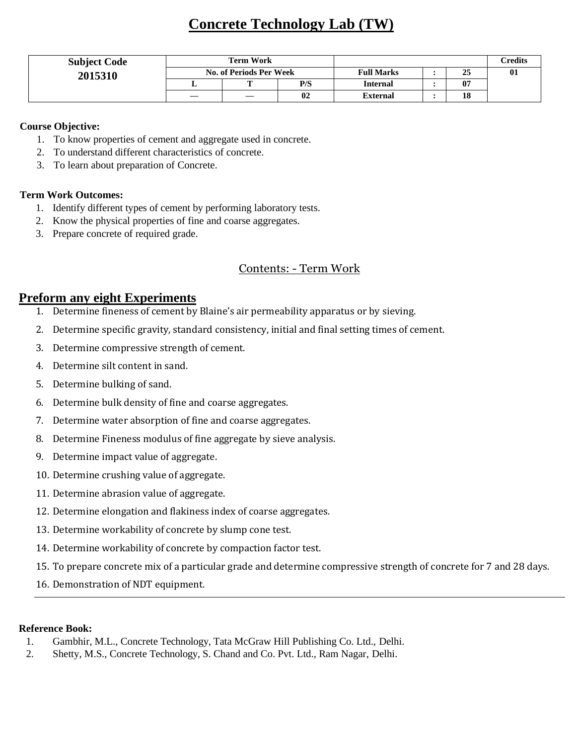# Concrete Technology Lab (TW)

| Subject Code | Term Work | | | | | | Credits |
|---|---|---|---|---|---|---|---|
| 2015310 | No. of Periods Per Week | | | Full Marks | : | 25 | 01 |
| | L | T | P/S | Internal | : | 07 | |
| | — | — | 02 | External | : | 18 | |

**Course Objective:**

1. To know properties of cement and aggregate used in concrete.
2. To understand different characteristics of concrete.
3. To learn about preparation of Concrete.

**Term Work Outcomes:**

1. Identify different types of cement by performing laboratory tests.
2. Know the physical properties of fine and coarse aggregates.
3. Prepare concrete of required grade.

## Contents: - Term Work

## Preform any eight Experiments

1. Determine fineness of cement by Blaine's air permeability apparatus or by sieving.
2. Determine specific gravity, standard consistency, initial and final setting times of cement.
3. Determine compressive strength of cement.
4. Determine silt content in sand.
5. Determine bulking of sand.
6. Determine bulk density of fine and coarse aggregates.
7. Determine water absorption of fine and coarse aggregates.
8. Determine Fineness modulus of fine aggregate by sieve analysis.
9. Determine impact value of aggregate.
10. Determine crushing value of aggregate.
11. Determine abrasion value of aggregate.
12. Determine elongation and flakiness index of coarse aggregates.
13. Determine workability of concrete by slump cone test.
14. Determine workability of concrete by compaction factor test.
15. To prepare concrete mix of a particular grade and determine compressive strength of concrete for 7 and 28 days.
16. Demonstration of NDT equipment.

---

**Reference Book:**

1. Gambhir, M.L., Concrete Technology, Tata McGraw Hill Publishing Co. Ltd., Delhi.
2. Shetty, M.S., Concrete Technology, S. Chand and Co. Pvt. Ltd., Ram Nagar, Delhi.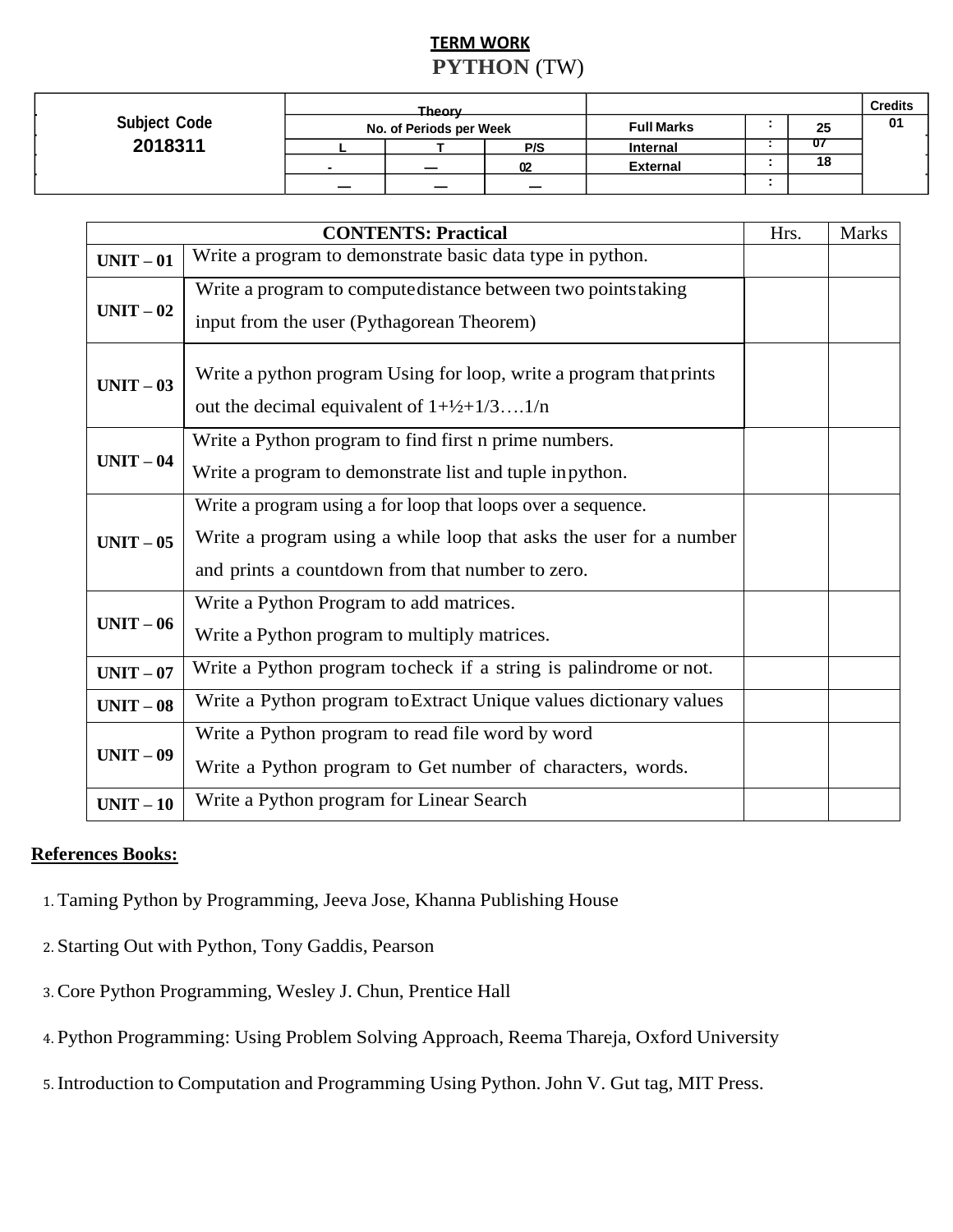# TERM WORK

## PYTHON (TW)

| Subject Code | Theory | | | | | | Credits |
|---|---|---|---|---|---|---|---|
| 2018311 | No. of Periods per Week | | | Full Marks | : | 25 | 01 |
| | L | T | P/S | Internal | : | 07 | |
| | - | — | 02 | External | : | 18 | |
| | — | — | — | | : | | |

| | CONTENTS: Practical | Hrs. | Marks |
|---|---|---|---|
| UNIT – 01 | Write a program to demonstrate basic data type in python. | | |
| UNIT – 02 | Write a program to compute distance between two points taking input from the user (Pythagorean Theorem) | | |
| UNIT – 03 | Write a python program Using for loop, write a program that prints out the decimal equivalent of 1+½+1/3….1/n | | |
| UNIT – 04 | Write a Python program to find first n prime numbers.<br>Write a program to demonstrate list and tuple in python. | | |
| UNIT – 05 | Write a program using a for loop that loops over a sequence.<br>Write a program using a while loop that asks the user for a number and prints a countdown from that number to zero. | | |
| UNIT – 06 | Write a Python Program to add matrices.<br>Write a Python program to multiply matrices. | | |
| UNIT – 07 | Write a Python program to check if a string is palindrome or not. | | |
| UNIT – 08 | Write a Python program to Extract Unique values dictionary values | | |
| UNIT – 09 | Write a Python program to read file word by word<br>Write a Python program to Get number of characters, words. | | |
| UNIT – 10 | Write a Python program for Linear Search | | |

**References Books:**

1. Taming Python by Programming, Jeeva Jose, Khanna Publishing House
2. Starting Out with Python, Tony Gaddis, Pearson
3. Core Python Programming, Wesley J. Chun, Prentice Hall
4. Python Programming: Using Problem Solving Approach, Reema Thareja, Oxford University
5. Introduction to Computation and Programming Using Python. John V. Gut tag, MIT Press.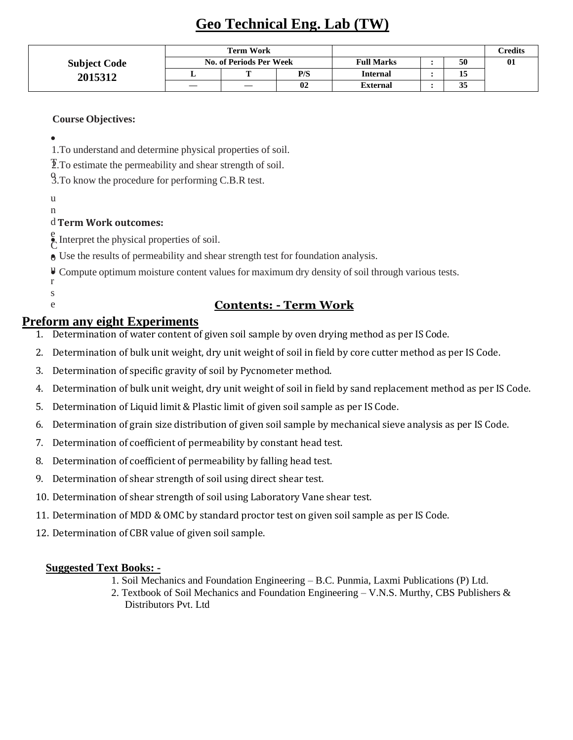# Geo Technical Eng. Lab (TW)

| Subject Code 2015312 | Term Work | | | | | | Credits |
|---|---|---|---|---|---|---|---|
| | No. of Periods Per Week | | | Full Marks | : | 50 | 01 |
| | L | T | P/S | Internal | : | 15 | |
| | — | — | 02 | External | : | 35 | |

**Course Objectives:**

1. To understand and determine physical properties of soil.
2. To estimate the permeability and shear strength of soil.
3. To know the procedure for performing C.B.R test.

**Term Work outcomes:**

- Interpret the physical properties of soil.
- Use the results of permeability and shear strength test for foundation analysis.
- Compute optimum moisture content values for maximum dry density of soil through various tests.

## Contents: - Term Work

**Preform any eight Experiments**

1. Determination of water content of given soil sample by oven drying method as per IS Code.
2. Determination of bulk unit weight, dry unit weight of soil in field by core cutter method as per IS Code.
3. Determination of specific gravity of soil by Pycnometer method.
4. Determination of bulk unit weight, dry unit weight of soil in field by sand replacement method as per IS Code.
5. Determination of Liquid limit & Plastic limit of given soil sample as per IS Code.
6. Determination of grain size distribution of given soil sample by mechanical sieve analysis as per IS Code.
7. Determination of coefficient of permeability by constant head test.
8. Determination of coefficient of permeability by falling head test.
9. Determination of shear strength of soil using direct shear test.
10. Determination of shear strength of soil using Laboratory Vane shear test.
11. Determination of MDD & OMC by standard proctor test on given soil sample as per IS Code.
12. Determination of CBR value of given soil sample.

**Suggested Text Books: -**

1. Soil Mechanics and Foundation Engineering – B.C. Punmia, Laxmi Publications (P) Ltd.
2. Textbook of Soil Mechanics and Foundation Engineering – V.N.S. Murthy, CBS Publishers & Distributors Pvt. Ltd